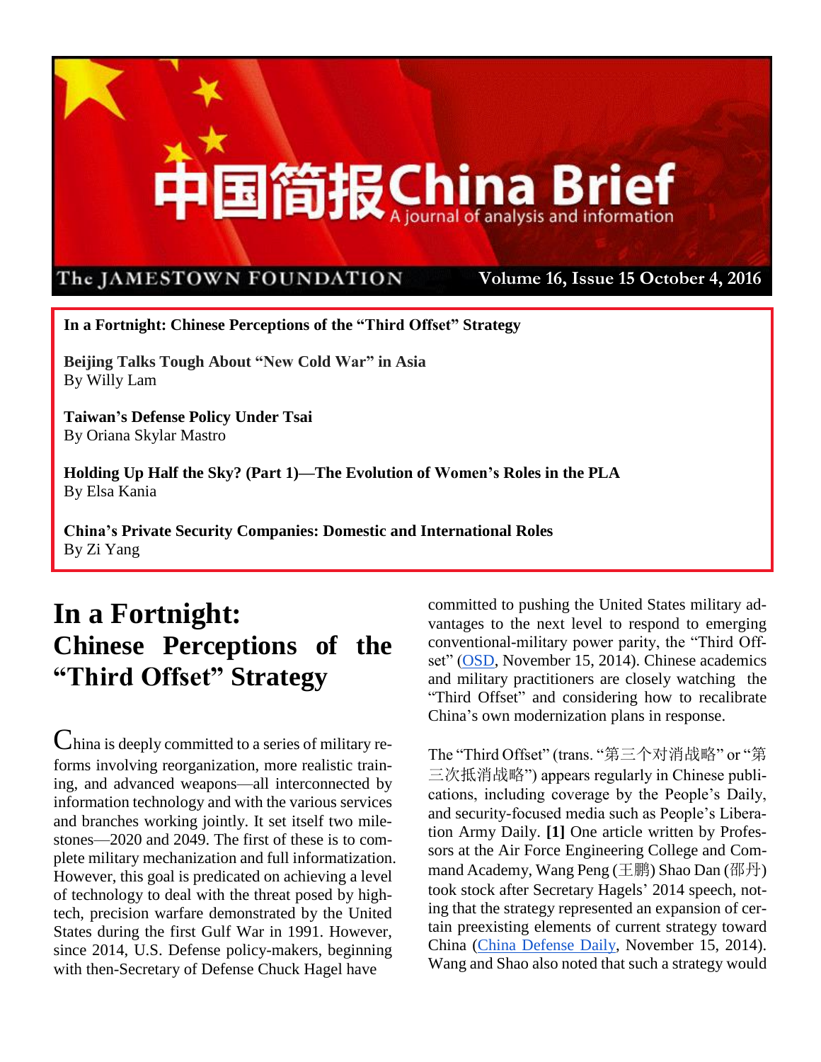# 中国简报 China Brief

A journal of analysis and information

The JAMESTOWN FOUNDATION — Volume 16, Issue 15 October 4, 2016

**In a Fortnight: Chinese Perceptions of the "Third Offset" Strategy**

**Beijing Talks Tough About "New Cold War" in Asia**
By Willy Lam

**Taiwan's Defense Policy Under Tsai**
By Oriana Skylar Mastro

**Holding Up Half the Sky? (Part 1)—The Evolution of Women's Roles in the PLA**
By Elsa Kania

**China's Private Security Companies: Domestic and International Roles**
By Zi Yang

# In a Fortnight:

## Chinese Perceptions of the "Third Offset" Strategy

China is deeply committed to a series of military reforms involving reorganization, more realistic training, and advanced weapons—all interconnected by information technology and with the various services and branches working jointly. It set itself two milestones—2020 and 2049. The first of these is to complete military mechanization and full informatization. However, this goal is predicated on achieving a level of technology to deal with the threat posed by high-tech, precision warfare demonstrated by the United States during the first Gulf War in 1991. However, since 2014, U.S. Defense policy-makers, beginning with then-Secretary of Defense Chuck Hagel have committed to pushing the United States military advantages to the next level to respond to emerging conventional-military power parity, the "Third Offset" (OSD, November 15, 2014). Chinese academics and military practitioners are closely watching the "Third Offset" and considering how to recalibrate China's own modernization plans in response.

The "Third Offset" (trans. "第三个对消战略" or "第三次抵消战略") appears regularly in Chinese publications, including coverage by the People's Daily, and security-focused media such as People's Liberation Army Daily. **[1]** One article written by Professors at the Air Force Engineering College and Command Academy, Wang Peng (王鹏) Shao Dan (邵丹) took stock after Secretary Hagels' 2014 speech, noting that the strategy represented an expansion of certain preexisting elements of current strategy toward China (China Defense Daily, November 15, 2014). Wang and Shao also noted that such a strategy would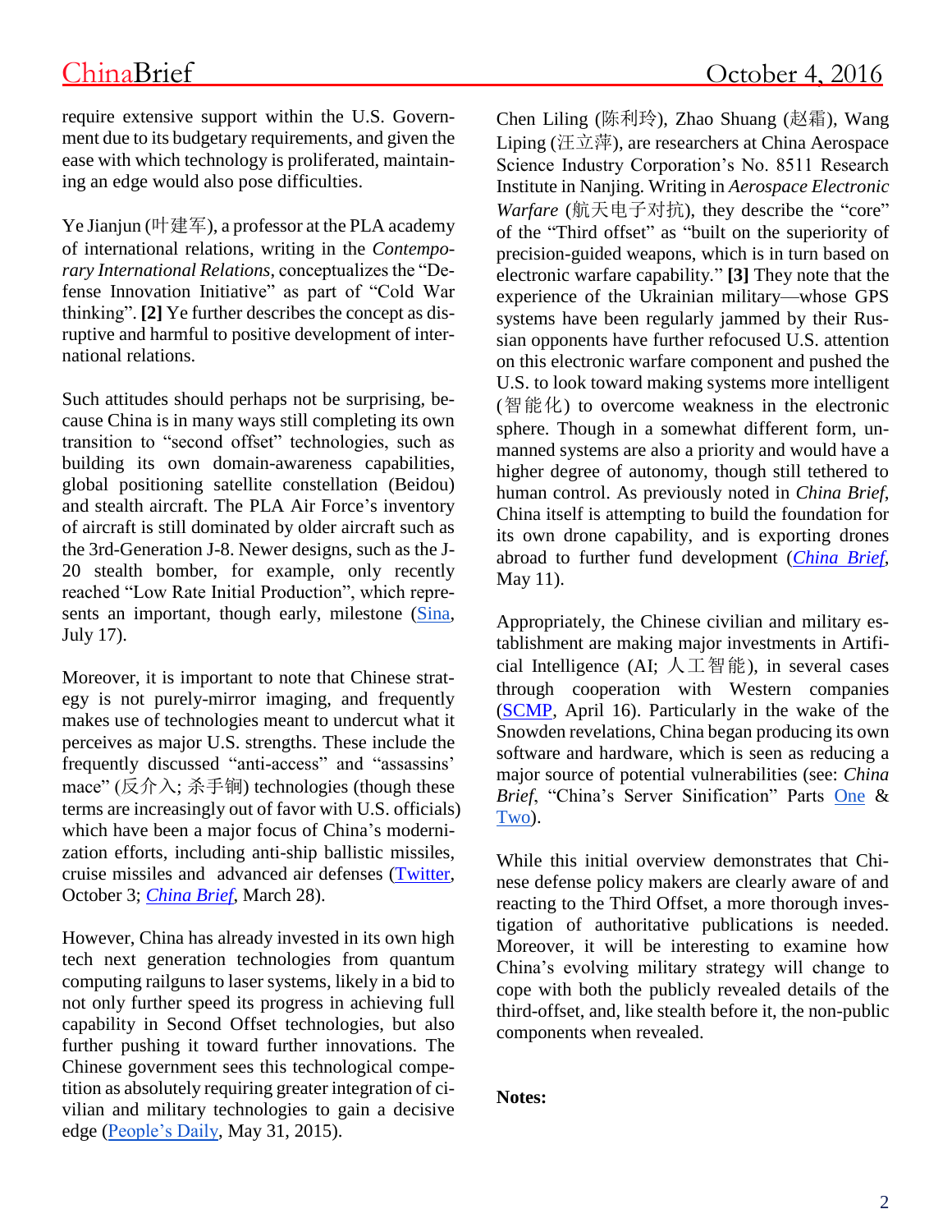require extensive support within the U.S. Government due to its budgetary requirements, and given the ease with which technology is proliferated, maintaining an edge would also pose difficulties.

Ye Jianjun (叶建军), a professor at the PLA academy of international relations, writing in the *Contemporary International Relations*, conceptualizes the "Defense Innovation Initiative" as part of "Cold War thinking". **[2]** Ye further describes the concept as disruptive and harmful to positive development of international relations.

Such attitudes should perhaps not be surprising, because China is in many ways still completing its own transition to "second offset" technologies, such as building its own domain-awareness capabilities, global positioning satellite constellation (Beidou) and stealth aircraft. The PLA Air Force's inventory of aircraft is still dominated by older aircraft such as the 3rd-Generation J-8. Newer designs, such as the J-20 stealth bomber, for example, only recently reached "Low Rate Initial Production", which represents an important, though early, milestone (Sina, July 17).

Moreover, it is important to note that Chinese strategy is not purely-mirror imaging, and frequently makes use of technologies meant to undercut what it perceives as major U.S. strengths. These include the frequently discussed "anti-access" and "assassins' mace" (反介入; 杀手锏) technologies (though these terms are increasingly out of favor with U.S. officials) which have been a major focus of China's modernization efforts, including anti-ship ballistic missiles, cruise missiles and advanced air defenses (Twitter, October 3; *China Brief*, March 28).

However, China has already invested in its own high tech next generation technologies from quantum computing railguns to laser systems, likely in a bid to not only further speed its progress in achieving full capability in Second Offset technologies, but also further pushing it toward further innovations. The Chinese government sees this technological competition as absolutely requiring greater integration of civilian and military technologies to gain a decisive edge (People's Daily, May 31, 2015).

Chen Liling (陈利玲), Zhao Shuang (赵霜), Wang Liping (汪立萍), are researchers at China Aerospace Science Industry Corporation's No. 8511 Research Institute in Nanjing. Writing in *Aerospace Electronic Warfare* (航天电子对抗), they describe the "core" of the "Third offset" as "built on the superiority of precision-guided weapons, which is in turn based on electronic warfare capability." **[3]** They note that the experience of the Ukrainian military—whose GPS systems have been regularly jammed by their Russian opponents have further refocused U.S. attention on this electronic warfare component and pushed the U.S. to look toward making systems more intelligent (智能化) to overcome weakness in the electronic sphere. Though in a somewhat different form, unmanned systems are also a priority and would have a higher degree of autonomy, though still tethered to human control. As previously noted in *China Brief*, China itself is attempting to build the foundation for its own drone capability, and is exporting drones abroad to further fund development (*China Brief*, May 11).

Appropriately, the Chinese civilian and military establishment are making major investments in Artificial Intelligence (AI; 人工智能), in several cases through cooperation with Western companies (SCMP, April 16). Particularly in the wake of the Snowden revelations, China began producing its own software and hardware, which is seen as reducing a major source of potential vulnerabilities (see: *China Brief*, "China's Server Sinification" Parts One & Two).

While this initial overview demonstrates that Chinese defense policy makers are clearly aware of and reacting to the Third Offset, a more thorough investigation of authoritative publications is needed. Moreover, it will be interesting to examine how China's evolving military strategy will change to cope with both the publicly revealed details of the third-offset, and, like stealth before it, the non-public components when revealed.

**Notes:**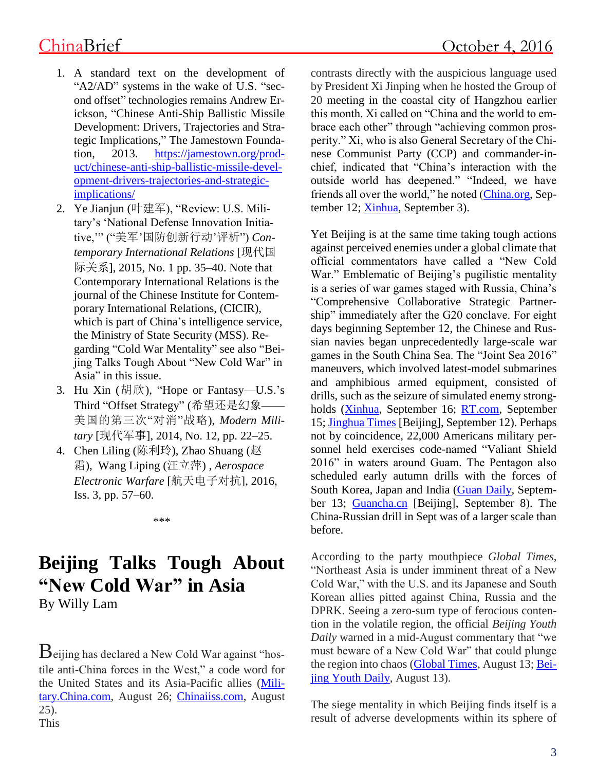1. A standard text on the development of "A2/AD" systems in the wake of U.S. "second offset" technologies remains Andrew Erickson, "Chinese Anti-Ship Ballistic Missile Development: Drivers, Trajectories and Strategic Implications," The Jamestown Foundation, 2013. https://jamestown.org/product/chinese-anti-ship-ballistic-missile-development-drivers-trajectories-and-strategic-implications/
2. Ye Jianjun (叶建军), "Review: U.S. Military's 'National Defense Innovation Initiative,'" ("美军'国防创新行动'评析") *Contemporary International Relations* [现代国际关系], 2015, No. 1 pp. 35–40. Note that Contemporary International Relations is the journal of the Chinese Institute for Contemporary International Relations, (CICIR), which is part of China's intelligence service, the Ministry of State Security (MSS). Regarding "Cold War Mentality" see also "Beijing Talks Tough About "New Cold War" in Asia" in this issue.
3. Hu Xin (胡欣), "Hope or Fantasy—U.S.'s Third "Offset Strategy" (希望还是幻象——美国的第三次"对消"战略), *Modern Military* [现代军事], 2014, No. 12, pp. 22–25.
4. Chen Liling (陈利玲), Zhao Shuang (赵霜), Wang Liping (汪立萍) , *Aerospace Electronic Warfare* [航天电子对抗], 2016, Iss. 3, pp. 57–60.

\*\*\*

# Beijing Talks Tough About "New Cold War" in Asia

By Willy Lam

Beijing has declared a New Cold War against "hostile anti-China forces in the West," a code word for the United States and its Asia-Pacific allies (Military.China.com, August 26; Chinaiiss.com, August 25).

This contrasts directly with the auspicious language used by President Xi Jinping when he hosted the Group of 20 meeting in the coastal city of Hangzhou earlier this month. Xi called on "China and the world to embrace each other" through "achieving common prosperity." Xi, who is also General Secretary of the Chinese Communist Party (CCP) and commander-in-chief, indicated that "China's interaction with the outside world has deepened." "Indeed, we have friends all over the world," he noted (China.org, September 12; Xinhua, September 3).

Yet Beijing is at the same time taking tough actions against perceived enemies under a global climate that official commentators have called a "New Cold War." Emblematic of Beijing's pugilistic mentality is a series of war games staged with Russia, China's "Comprehensive Collaborative Strategic Partnership" immediately after the G20 conclave. For eight days beginning September 12, the Chinese and Russian navies began unprecedentedly large-scale war games in the South China Sea. The "Joint Sea 2016" maneuvers, which involved latest-model submarines and amphibious armed equipment, consisted of drills, such as the seizure of simulated enemy strongholds (Xinhua, September 16; RT.com, September 15; Jinghua Times [Beijing], September 12). Perhaps not by coincidence, 22,000 Americans military personnel held exercises code-named "Valiant Shield 2016" in waters around Guam. The Pentagon also scheduled early autumn drills with the forces of South Korea, Japan and India (Guan Daily, September 13; Guancha.cn [Beijing], September 8). The China-Russian drill in Sept was of a larger scale than before.

According to the party mouthpiece *Global Times*, "Northeast Asia is under imminent threat of a New Cold War," with the U.S. and its Japanese and South Korean allies pitted against China, Russia and the DPRK. Seeing a zero-sum type of ferocious contention in the volatile region, the official *Beijing Youth Daily* warned in a mid-August commentary that "we must beware of a New Cold War" that could plunge the region into chaos (Global Times, August 13; Beijing Youth Daily, August 13).

The siege mentality in which Beijing finds itself is a result of adverse developments within its sphere of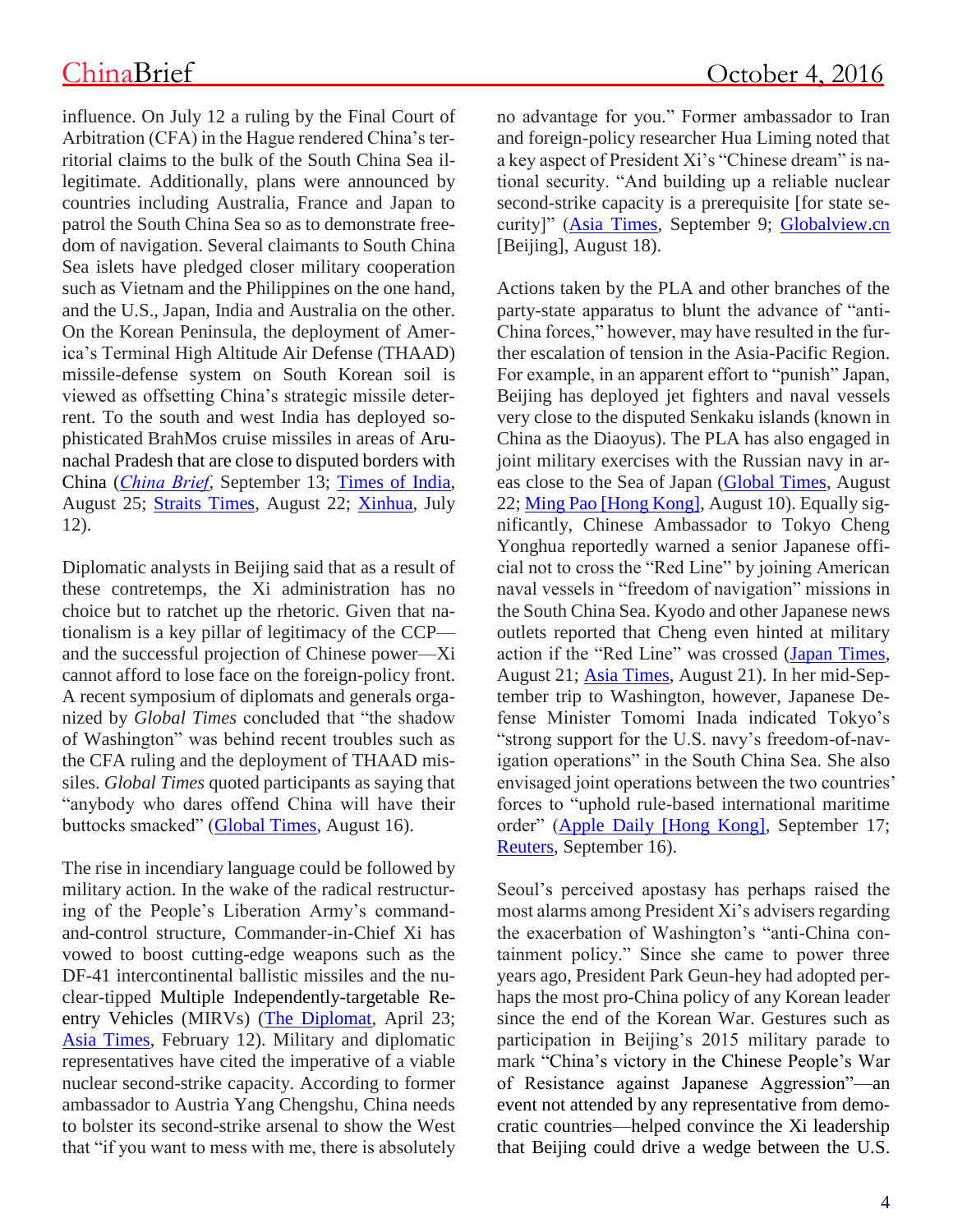influence. On July 12 a ruling by the Final Court of Arbitration (CFA) in the Hague rendered China's territorial claims to the bulk of the South China Sea illegitimate. Additionally, plans were announced by countries including Australia, France and Japan to patrol the South China Sea so as to demonstrate freedom of navigation. Several claimants to South China Sea islets have pledged closer military cooperation such as Vietnam and the Philippines on the one hand, and the U.S., Japan, India and Australia on the other. On the Korean Peninsula, the deployment of America's Terminal High Altitude Air Defense (THAAD) missile-defense system on South Korean soil is viewed as offsetting China's strategic missile deterrent. To the south and west India has deployed sophisticated BrahMos cruise missiles in areas of Arunachal Pradesh that are close to disputed borders with China (*China Brief*, September 13; Times of India, August 25; Straits Times, August 22; Xinhua, July 12).

Diplomatic analysts in Beijing said that as a result of these contretemps, the Xi administration has no choice but to ratchet up the rhetoric. Given that nationalism is a key pillar of legitimacy of the CCP—and the successful projection of Chinese power—Xi cannot afford to lose face on the foreign-policy front. A recent symposium of diplomats and generals organized by *Global Times* concluded that "the shadow of Washington" was behind recent troubles such as the CFA ruling and the deployment of THAAD missiles. *Global Times* quoted participants as saying that "anybody who dares offend China will have their buttocks smacked" (Global Times, August 16).

The rise in incendiary language could be followed by military action. In the wake of the radical restructuring of the People's Liberation Army's command-and-control structure, Commander-in-Chief Xi has vowed to boost cutting-edge weapons such as the DF-41 intercontinental ballistic missiles and the nuclear-tipped Multiple Independently-targetable Reentry Vehicles (MIRVs) (The Diplomat, April 23; Asia Times, February 12). Military and diplomatic representatives have cited the imperative of a viable nuclear second-strike capacity. According to former ambassador to Austria Yang Chengshu, China needs to bolster its second-strike arsenal to show the West that "if you want to mess with me, there is absolutely no advantage for you." Former ambassador to Iran and foreign-policy researcher Hua Liming noted that a key aspect of President Xi's "Chinese dream" is national security. "And building up a reliable nuclear second-strike capacity is a prerequisite [for state security]" (Asia Times, September 9; Globalview.cn [Beijing], August 18).

Actions taken by the PLA and other branches of the party-state apparatus to blunt the advance of "anti-China forces," however, may have resulted in the further escalation of tension in the Asia-Pacific Region. For example, in an apparent effort to "punish" Japan, Beijing has deployed jet fighters and naval vessels very close to the disputed Senkaku islands (known in China as the Diaoyus). The PLA has also engaged in joint military exercises with the Russian navy in areas close to the Sea of Japan (Global Times, August 22; Ming Pao [Hong Kong], August 10). Equally significantly, Chinese Ambassador to Tokyo Cheng Yonghua reportedly warned a senior Japanese official not to cross the "Red Line" by joining American naval vessels in "freedom of navigation" missions in the South China Sea. Kyodo and other Japanese news outlets reported that Cheng even hinted at military action if the "Red Line" was crossed (Japan Times, August 21; Asia Times, August 21). In her mid-September trip to Washington, however, Japanese Defense Minister Tomomi Inada indicated Tokyo's "strong support for the U.S. navy's freedom-of-navigation operations" in the South China Sea. She also envisaged joint operations between the two countries' forces to "uphold rule-based international maritime order" (Apple Daily [Hong Kong], September 17; Reuters, September 16).

Seoul's perceived apostasy has perhaps raised the most alarms among President Xi's advisers regarding the exacerbation of Washington's "anti-China containment policy." Since she came to power three years ago, President Park Geun-hey had adopted perhaps the most pro-China policy of any Korean leader since the end of the Korean War. Gestures such as participation in Beijing's 2015 military parade to mark "China's victory in the Chinese People's War of Resistance against Japanese Aggression"—an event not attended by any representative from democratic countries—helped convince the Xi leadership that Beijing could drive a wedge between the U.S.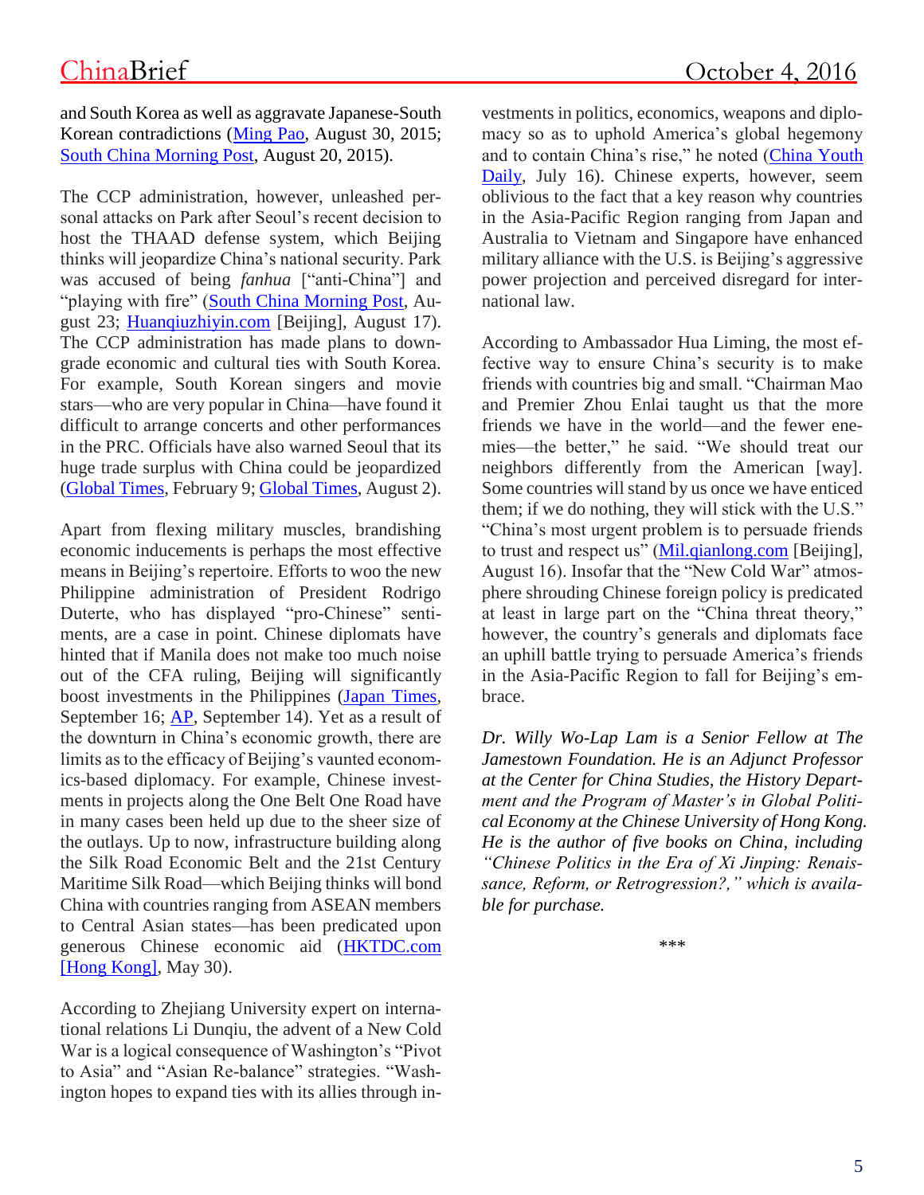and South Korea as well as aggravate Japanese-South Korean contradictions (Ming Pao, August 30, 2015; South China Morning Post, August 20, 2015).

The CCP administration, however, unleashed personal attacks on Park after Seoul's recent decision to host the THAAD defense system, which Beijing thinks will jeopardize China's national security. Park was accused of being *fanhua* ["anti-China"] and "playing with fire" (South China Morning Post, August 23; Huanqiuzhiyin.com [Beijing], August 17). The CCP administration has made plans to downgrade economic and cultural ties with South Korea. For example, South Korean singers and movie stars—who are very popular in China—have found it difficult to arrange concerts and other performances in the PRC. Officials have also warned Seoul that its huge trade surplus with China could be jeopardized (Global Times, February 9; Global Times, August 2).

Apart from flexing military muscles, brandishing economic inducements is perhaps the most effective means in Beijing's repertoire. Efforts to woo the new Philippine administration of President Rodrigo Duterte, who has displayed "pro-Chinese" sentiments, are a case in point. Chinese diplomats have hinted that if Manila does not make too much noise out of the CFA ruling, Beijing will significantly boost investments in the Philippines (Japan Times, September 16; AP, September 14). Yet as a result of the downturn in China's economic growth, there are limits as to the efficacy of Beijing's vaunted economics-based diplomacy. For example, Chinese investments in projects along the One Belt One Road have in many cases been held up due to the sheer size of the outlays. Up to now, infrastructure building along the Silk Road Economic Belt and the 21st Century Maritime Silk Road—which Beijing thinks will bond China with countries ranging from ASEAN members to Central Asian states—has been predicated upon generous Chinese economic aid (HKTDC.com [Hong Kong], May 30).

According to Zhejiang University expert on international relations Li Dunqiu, the advent of a New Cold War is a logical consequence of Washington's "Pivot to Asia" and "Asian Re-balance" strategies. "Washington hopes to expand ties with its allies through investments in politics, economics, weapons and diplomacy so as to uphold America's global hegemony and to contain China's rise," he noted (China Youth Daily, July 16). Chinese experts, however, seem oblivious to the fact that a key reason why countries in the Asia-Pacific Region ranging from Japan and Australia to Vietnam and Singapore have enhanced military alliance with the U.S. is Beijing's aggressive power projection and perceived disregard for international law.

According to Ambassador Hua Liming, the most effective way to ensure China's security is to make friends with countries big and small. "Chairman Mao and Premier Zhou Enlai taught us that the more friends we have in the world—and the fewer enemies—the better," he said. "We should treat our neighbors differently from the American [way]. Some countries will stand by us once we have enticed them; if we do nothing, they will stick with the U.S." "China's most urgent problem is to persuade friends to trust and respect us" (Mil.qianlong.com [Beijing], August 16). Insofar that the "New Cold War" atmosphere shrouding Chinese foreign policy is predicated at least in large part on the "China threat theory," however, the country's generals and diplomats face an uphill battle trying to persuade America's friends in the Asia-Pacific Region to fall for Beijing's embrace.

*Dr. Willy Wo-Lap Lam is a Senior Fellow at The Jamestown Foundation. He is an Adjunct Professor at the Center for China Studies, the History Department and the Program of Master's in Global Political Economy at the Chinese University of Hong Kong. He is the author of five books on China, including "Chinese Politics in the Era of Xi Jinping: Renaissance, Reform, or Retrogression?," which is available for purchase.*

\*\*\*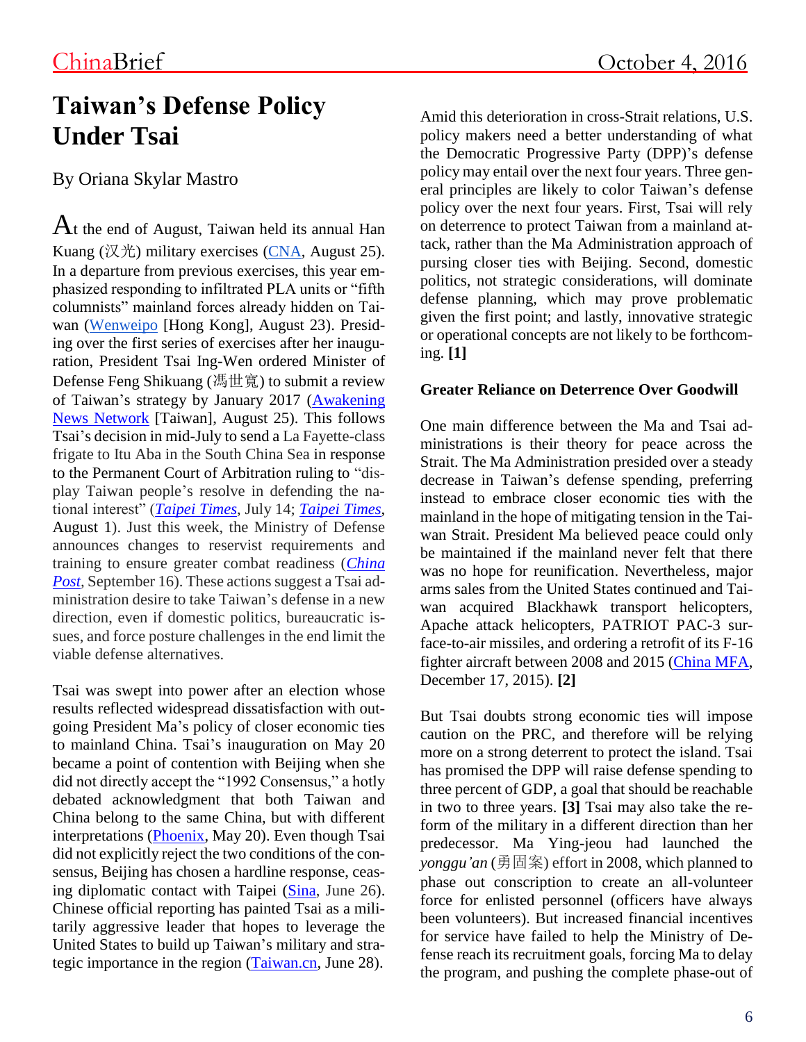# Taiwan's Defense Policy Under Tsai

By Oriana Skylar Mastro

At the end of August, Taiwan held its annual Han Kuang (汉光) military exercises (CNA, August 25). In a departure from previous exercises, this year emphasized responding to infiltrated PLA units or "fifth columnists" mainland forces already hidden on Taiwan (Wenweipo [Hong Kong], August 23). Presiding over the first series of exercises after her inauguration, President Tsai Ing-Wen ordered Minister of Defense Feng Shikuang (馮世寬) to submit a review of Taiwan's strategy by January 2017 (Awakening News Network [Taiwan], August 25). This follows Tsai's decision in mid-July to send a La Fayette-class frigate to Itu Aba in the South China Sea in response to the Permanent Court of Arbitration ruling to "display Taiwan people's resolve in defending the national interest" (*Taipei Times*, July 14; *Taipei Times*, August 1). Just this week, the Ministry of Defense announces changes to reservist requirements and training to ensure greater combat readiness (*China Post*, September 16). These actions suggest a Tsai administration desire to take Taiwan's defense in a new direction, even if domestic politics, bureaucratic issues, and force posture challenges in the end limit the viable defense alternatives.

Tsai was swept into power after an election whose results reflected widespread dissatisfaction with outgoing President Ma's policy of closer economic ties to mainland China. Tsai's inauguration on May 20 became a point of contention with Beijing when she did not directly accept the "1992 Consensus," a hotly debated acknowledgment that both Taiwan and China belong to the same China, but with different interpretations (Phoenix, May 20). Even though Tsai did not explicitly reject the two conditions of the consensus, Beijing has chosen a hardline response, ceasing diplomatic contact with Taipei (Sina, June 26). Chinese official reporting has painted Tsai as a militarily aggressive leader that hopes to leverage the United States to build up Taiwan's military and strategic importance in the region (Taiwan.cn, June 28).

Amid this deterioration in cross-Strait relations, U.S. policy makers need a better understanding of what the Democratic Progressive Party (DPP)'s defense policy may entail over the next four years. Three general principles are likely to color Taiwan's defense policy over the next four years. First, Tsai will rely on deterrence to protect Taiwan from a mainland attack, rather than the Ma Administration approach of pursing closer ties with Beijing. Second, domestic politics, not strategic considerations, will dominate defense planning, which may prove problematic given the first point; and lastly, innovative strategic or operational concepts are not likely to be forthcoming. **[1]**

### Greater Reliance on Deterrence Over Goodwill

One main difference between the Ma and Tsai administrations is their theory for peace across the Strait. The Ma Administration presided over a steady decrease in Taiwan's defense spending, preferring instead to embrace closer economic ties with the mainland in the hope of mitigating tension in the Taiwan Strait. President Ma believed peace could only be maintained if the mainland never felt that there was no hope for reunification. Nevertheless, major arms sales from the United States continued and Taiwan acquired Blackhawk transport helicopters, Apache attack helicopters, PATRIOT PAC-3 surface-to-air missiles, and ordering a retrofit of its F-16 fighter aircraft between 2008 and 2015 (China MFA, December 17, 2015). **[2]**

But Tsai doubts strong economic ties will impose caution on the PRC, and therefore will be relying more on a strong deterrent to protect the island. Tsai has promised the DPP will raise defense spending to three percent of GDP, a goal that should be reachable in two to three years. **[3]** Tsai may also take the reform of the military in a different direction than her predecessor. Ma Ying-jeou had launched the *yonggu'an* (勇固案) effort in 2008, which planned to phase out conscription to create an all-volunteer force for enlisted personnel (officers have always been volunteers). But increased financial incentives for service have failed to help the Ministry of Defense reach its recruitment goals, forcing Ma to delay the program, and pushing the complete phase-out of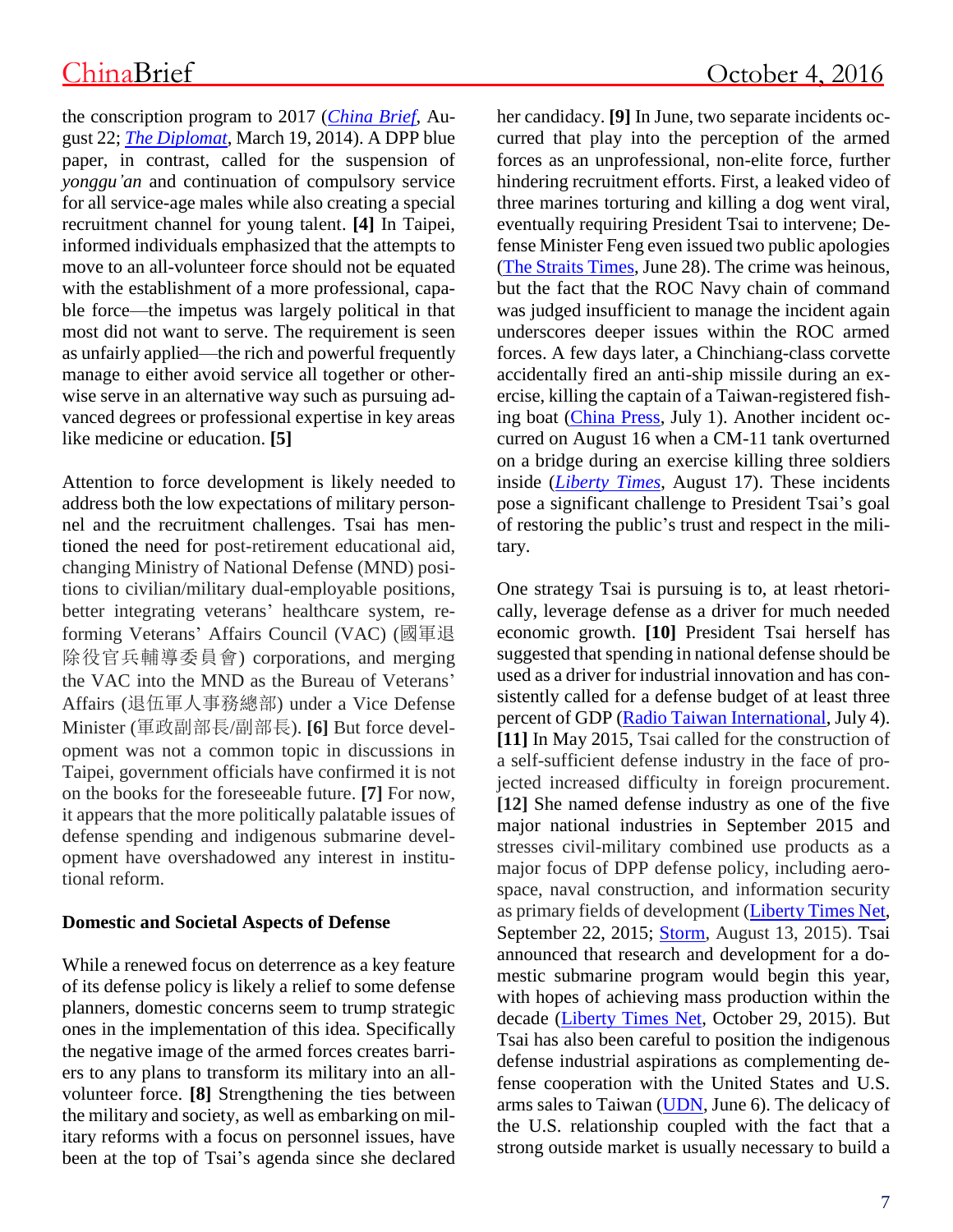the conscription program to 2017 (*China Brief*, August 22; *The Diplomat*, March 19, 2014). A DPP blue paper, in contrast, called for the suspension of *yonggu'an* and continuation of compulsory service for all service-age males while also creating a special recruitment channel for young talent. **[4]** In Taipei, informed individuals emphasized that the attempts to move to an all-volunteer force should not be equated with the establishment of a more professional, capable force—the impetus was largely political in that most did not want to serve. The requirement is seen as unfairly applied—the rich and powerful frequently manage to either avoid service all together or otherwise serve in an alternative way such as pursuing advanced degrees or professional expertise in key areas like medicine or education. **[5]**

Attention to force development is likely needed to address both the low expectations of military personnel and the recruitment challenges. Tsai has mentioned the need for post-retirement educational aid, changing Ministry of National Defense (MND) positions to civilian/military dual-employable positions, better integrating veterans' healthcare system, reforming Veterans' Affairs Council (VAC) (國軍退除役官兵輔導委員會) corporations, and merging the VAC into the MND as the Bureau of Veterans' Affairs (退伍軍人事務總部) under a Vice Defense Minister (軍政副部長/副部長). **[6]** But force development was not a common topic in discussions in Taipei, government officials have confirmed it is not on the books for the foreseeable future. **[7]** For now, it appears that the more politically palatable issues of defense spending and indigenous submarine development have overshadowed any interest in institutional reform.

**Domestic and Societal Aspects of Defense**

While a renewed focus on deterrence as a key feature of its defense policy is likely a relief to some defense planners, domestic concerns seem to trump strategic ones in the implementation of this idea. Specifically the negative image of the armed forces creates barriers to any plans to transform its military into an all-volunteer force. **[8]** Strengthening the ties between the military and society, as well as embarking on military reforms with a focus on personnel issues, have been at the top of Tsai's agenda since she declared her candidacy. **[9]** In June, two separate incidents occurred that play into the perception of the armed forces as an unprofessional, non-elite force, further hindering recruitment efforts. First, a leaked video of three marines torturing and killing a dog went viral, eventually requiring President Tsai to intervene; Defense Minister Feng even issued two public apologies (The Straits Times, June 28). The crime was heinous, but the fact that the ROC Navy chain of command was judged insufficient to manage the incident again underscores deeper issues within the ROC armed forces. A few days later, a Chinchiang-class corvette accidentally fired an anti-ship missile during an exercise, killing the captain of a Taiwan-registered fishing boat (China Press, July 1). Another incident occurred on August 16 when a CM-11 tank overturned on a bridge during an exercise killing three soldiers inside (*Liberty Times*, August 17). These incidents pose a significant challenge to President Tsai's goal of restoring the public's trust and respect in the military.

One strategy Tsai is pursuing is to, at least rhetorically, leverage defense as a driver for much needed economic growth. **[10]** President Tsai herself has suggested that spending in national defense should be used as a driver for industrial innovation and has consistently called for a defense budget of at least three percent of GDP (Radio Taiwan International, July 4). **[11]** In May 2015, Tsai called for the construction of a self-sufficient defense industry in the face of projected increased difficulty in foreign procurement. **[12]** She named defense industry as one of the five major national industries in September 2015 and stresses civil-military combined use products as a major focus of DPP defense policy, including aerospace, naval construction, and information security as primary fields of development (Liberty Times Net, September 22, 2015; Storm, August 13, 2015). Tsai announced that research and development for a domestic submarine program would begin this year, with hopes of achieving mass production within the decade (Liberty Times Net, October 29, 2015). But Tsai has also been careful to position the indigenous defense industrial aspirations as complementing defense cooperation with the United States and U.S. arms sales to Taiwan (UDN, June 6). The delicacy of the U.S. relationship coupled with the fact that a strong outside market is usually necessary to build a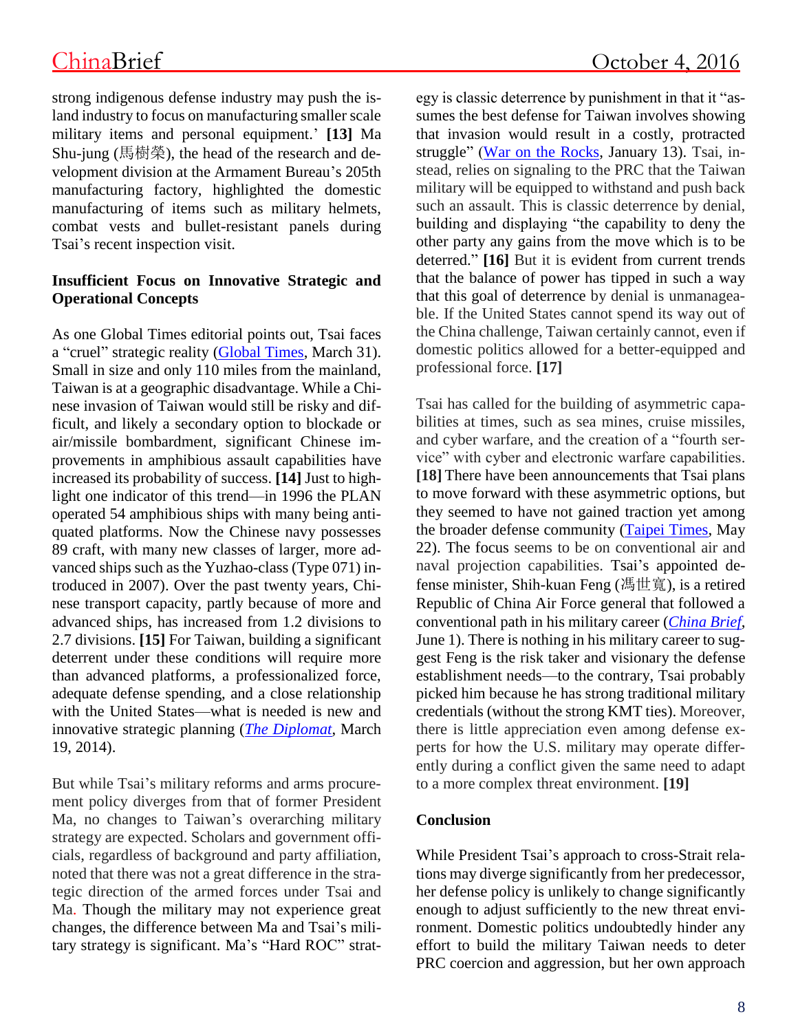strong indigenous defense industry may push the island industry to focus on manufacturing smaller scale military items and personal equipment.' **[13]** Ma Shu-jung (馬樹榮), the head of the research and development division at the Armament Bureau's 205th manufacturing factory, highlighted the domestic manufacturing of items such as military helmets, combat vests and bullet-resistant panels during Tsai's recent inspection visit.

**Insufficient Focus on Innovative Strategic and Operational Concepts**

As one Global Times editorial points out, Tsai faces a "cruel" strategic reality (Global Times, March 31). Small in size and only 110 miles from the mainland, Taiwan is at a geographic disadvantage. While a Chinese invasion of Taiwan would still be risky and difficult, and likely a secondary option to blockade or air/missile bombardment, significant Chinese improvements in amphibious assault capabilities have increased its probability of success. **[14]** Just to highlight one indicator of this trend—in 1996 the PLAN operated 54 amphibious ships with many being antiquated platforms. Now the Chinese navy possesses 89 craft, with many new classes of larger, more advanced ships such as the Yuzhao-class (Type 071) introduced in 2007). Over the past twenty years, Chinese transport capacity, partly because of more and advanced ships, has increased from 1.2 divisions to 2.7 divisions. **[15]** For Taiwan, building a significant deterrent under these conditions will require more than advanced platforms, a professionalized force, adequate defense spending, and a close relationship with the United States—what is needed is new and innovative strategic planning (*The Diplomat*, March 19, 2014).

But while Tsai's military reforms and arms procurement policy diverges from that of former President Ma, no changes to Taiwan's overarching military strategy are expected. Scholars and government officials, regardless of background and party affiliation, noted that there was not a great difference in the strategic direction of the armed forces under Tsai and Ma. Though the military may not experience great changes, the difference between Ma and Tsai's military strategy is significant. Ma's "Hard ROC" strategy is classic deterrence by punishment in that it "assumes the best defense for Taiwan involves showing that invasion would result in a costly, protracted struggle" (War on the Rocks, January 13). Tsai, instead, relies on signaling to the PRC that the Taiwan military will be equipped to withstand and push back such an assault. This is classic deterrence by denial, building and displaying "the capability to deny the other party any gains from the move which is to be deterred." **[16]** But it is evident from current trends that the balance of power has tipped in such a way that this goal of deterrence by denial is unmanageable. If the United States cannot spend its way out of the China challenge, Taiwan certainly cannot, even if domestic politics allowed for a better-equipped and professional force. **[17]**

Tsai has called for the building of asymmetric capabilities at times, such as sea mines, cruise missiles, and cyber warfare, and the creation of a "fourth service" with cyber and electronic warfare capabilities. **[18]** There have been announcements that Tsai plans to move forward with these asymmetric options, but they seemed to have not gained traction yet among the broader defense community (Taipei Times, May 22). The focus seems to be on conventional air and naval projection capabilities. Tsai's appointed defense minister, Shih-kuan Feng (馮世寬), is a retired Republic of China Air Force general that followed a conventional path in his military career (*China Brief*, June 1). There is nothing in his military career to suggest Feng is the risk taker and visionary the defense establishment needs—to the contrary, Tsai probably picked him because he has strong traditional military credentials (without the strong KMT ties). Moreover, there is little appreciation even among defense experts for how the U.S. military may operate differently during a conflict given the same need to adapt to a more complex threat environment. **[19]**

**Conclusion**

While President Tsai's approach to cross-Strait relations may diverge significantly from her predecessor, her defense policy is unlikely to change significantly enough to adjust sufficiently to the new threat environment. Domestic politics undoubtedly hinder any effort to build the military Taiwan needs to deter PRC coercion and aggression, but her own approach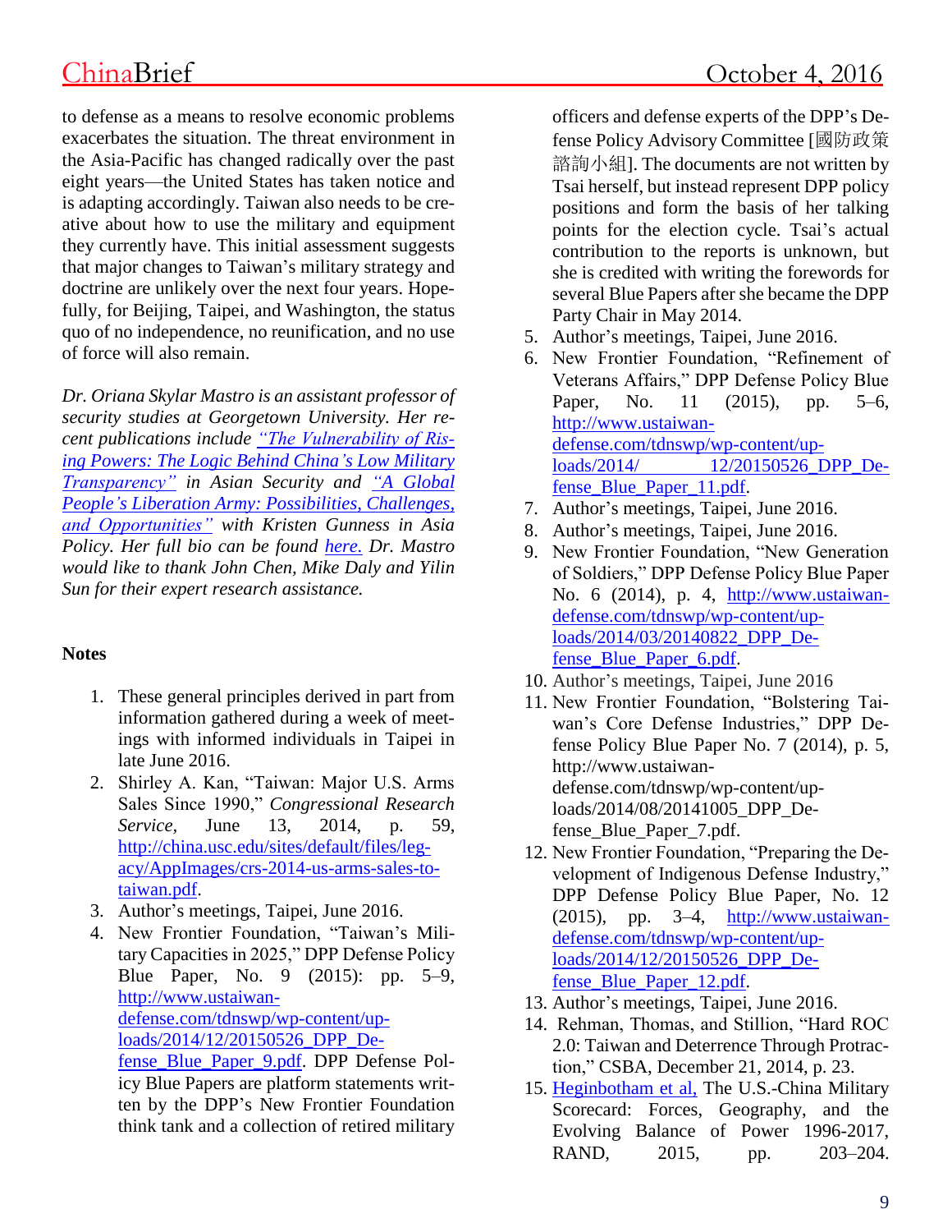to defense as a means to resolve economic problems exacerbates the situation. The threat environment in the Asia-Pacific has changed radically over the past eight years—the United States has taken notice and is adapting accordingly. Taiwan also needs to be creative about how to use the military and equipment they currently have. This initial assessment suggests that major changes to Taiwan's military strategy and doctrine are unlikely over the next four years. Hopefully, for Beijing, Taipei, and Washington, the status quo of no independence, no reunification, and no use of force will also remain.

*Dr. Oriana Skylar Mastro is an assistant professor of security studies at Georgetown University. Her recent publications include "The Vulnerability of Rising Powers: The Logic Behind China's Low Military Transparency" in Asian Security and "A Global People's Liberation Army: Possibilities, Challenges, and Opportunities" with Kristen Gunness in Asia Policy. Her full bio can be found here. Dr. Mastro would like to thank John Chen, Mike Daly and Yilin Sun for their expert research assistance.*

**Notes**

1. These general principles derived in part from information gathered during a week of meetings with informed individuals in Taipei in late June 2016.
2. Shirley A. Kan, "Taiwan: Major U.S. Arms Sales Since 1990," *Congressional Research Service*, June 13, 2014, p. 59, http://china.usc.edu/sites/default/files/legacy/AppImages/crs-2014-us-arms-sales-to-taiwan.pdf.
3. Author's meetings, Taipei, June 2016.
4. New Frontier Foundation, "Taiwan's Military Capacities in 2025," DPP Defense Policy Blue Paper, No. 9 (2015): pp. 5–9, http://www.ustaiwandefense.com/tdnswp/wp-content/uploads/2014/12/20150526_DPP_Defense_Blue_Paper_9.pdf. DPP Defense Policy Blue Papers are platform statements written by the DPP's New Frontier Foundation think tank and a collection of retired military officers and defense experts of the DPP's Defense Policy Advisory Committee [國防政策諮詢小組]. The documents are not written by Tsai herself, but instead represent DPP policy positions and form the basis of her talking points for the election cycle. Tsai's actual contribution to the reports is unknown, but she is credited with writing the forewords for several Blue Papers after she became the DPP Party Chair in May 2014.
5. Author's meetings, Taipei, June 2016.
6. New Frontier Foundation, "Refinement of Veterans Affairs," DPP Defense Policy Blue Paper, No. 11 (2015), pp. 5–6, http://www.ustaiwandefense.com/tdnswp/wp-content/uploads/2014/12/20150526_DPP_Defense_Blue_Paper_11.pdf.
7. Author's meetings, Taipei, June 2016.
8. Author's meetings, Taipei, June 2016.
9. New Frontier Foundation, "New Generation of Soldiers," DPP Defense Policy Blue Paper No. 6 (2014), p. 4, http://www.ustaiwandefense.com/tdnswp/wp-content/uploads/2014/03/20140822_DPP_Defense_Blue_Paper_6.pdf.
10. Author's meetings, Taipei, June 2016
11. New Frontier Foundation, "Bolstering Taiwan's Core Defense Industries," DPP Defense Policy Blue Paper No. 7 (2014), p. 5, http://www.ustaiwandefense.com/tdnswp/wp-content/uploads/2014/08/20141005_DPP_Defense_Blue_Paper_7.pdf.
12. New Frontier Foundation, "Preparing the Development of Indigenous Defense Industry," DPP Defense Policy Blue Paper, No. 12 (2015), pp. 3–4, http://www.ustaiwandefense.com/tdnswp/wp-content/uploads/2014/12/20150526_DPP_Defense_Blue_Paper_12.pdf.
13. Author's meetings, Taipei, June 2016.
14. Rehman, Thomas, and Stillion, "Hard ROC 2.0: Taiwan and Deterrence Through Protraction," CSBA, December 21, 2014, p. 23.
15. Heginbotham et al, The U.S.-China Military Scorecard: Forces, Geography, and the Evolving Balance of Power 1996-2017, RAND, 2015, pp. 203–204.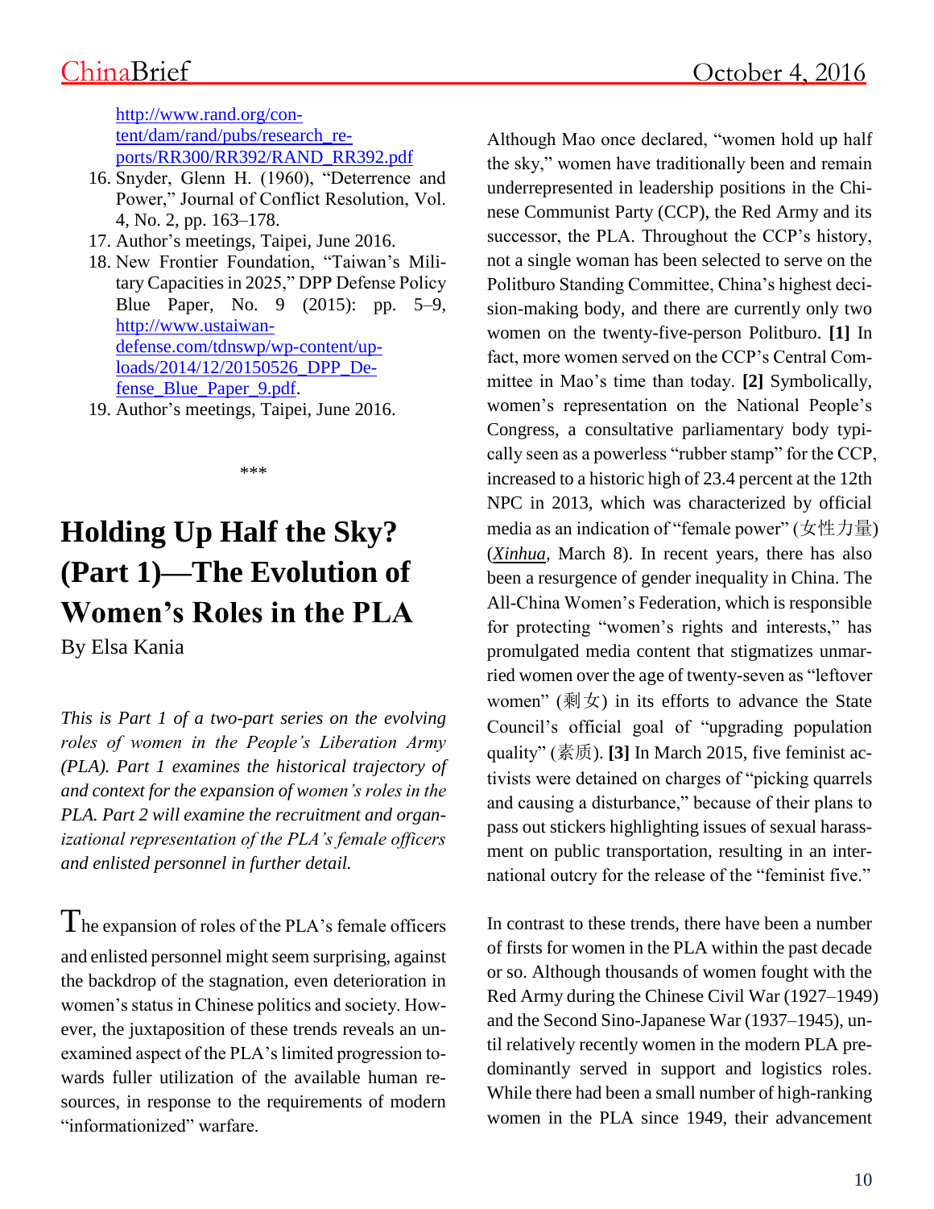http://www.rand.org/content/dam/rand/pubs/research_reports/RR300/RR392/RAND_RR392.pdf

16. Snyder, Glenn H. (1960), "Deterrence and Power," Journal of Conflict Resolution, Vol. 4, No. 2, pp. 163–178.
17. Author's meetings, Taipei, June 2016.
18. New Frontier Foundation, "Taiwan's Military Capacities in 2025," DPP Defense Policy Blue Paper, No. 9 (2015): pp. 5–9, http://www.ustaiwandefense.com/tdnswp/wp-content/uploads/2014/12/20150526_DPP_Defense_Blue_Paper_9.pdf.
19. Author's meetings, Taipei, June 2016.

***

# Holding Up Half the Sky? (Part 1)—The Evolution of Women's Roles in the PLA

By Elsa Kania

*This is Part 1 of a two-part series on the evolving roles of women in the People's Liberation Army (PLA). Part 1 examines the historical trajectory of and context for the expansion of women's roles in the PLA. Part 2 will examine the recruitment and organizational representation of the PLA's female officers and enlisted personnel in further detail.*

The expansion of roles of the PLA's female officers and enlisted personnel might seem surprising, against the backdrop of the stagnation, even deterioration in women's status in Chinese politics and society. However, the juxtaposition of these trends reveals an unexamined aspect of the PLA's limited progression towards fuller utilization of the available human resources, in response to the requirements of modern "informationized" warfare.

Although Mao once declared, "women hold up half the sky," women have traditionally been and remain underrepresented in leadership positions in the Chinese Communist Party (CCP), the Red Army and its successor, the PLA. Throughout the CCP's history, not a single woman has been selected to serve on the Politburo Standing Committee, China's highest decision-making body, and there are currently only two women on the twenty-five-person Politburo. **[1]** In fact, more women served on the CCP's Central Committee in Mao's time than today. **[2]** Symbolically, women's representation on the National People's Congress, a consultative parliamentary body typically seen as a powerless "rubber stamp" for the CCP, increased to a historic high of 23.4 percent at the 12th NPC in 2013, which was characterized by official media as an indication of "female power" (女性力量) (*Xinhua*, March 8). In recent years, there has also been a resurgence of gender inequality in China. The All-China Women's Federation, which is responsible for protecting "women's rights and interests," has promulgated media content that stigmatizes unmarried women over the age of twenty-seven as "leftover women" (剩女) in its efforts to advance the State Council's official goal of "upgrading population quality" (素质). **[3]** In March 2015, five feminist activists were detained on charges of "picking quarrels and causing a disturbance," because of their plans to pass out stickers highlighting issues of sexual harassment on public transportation, resulting in an international outcry for the release of the "feminist five."

In contrast to these trends, there have been a number of firsts for women in the PLA within the past decade or so. Although thousands of women fought with the Red Army during the Chinese Civil War (1927–1949) and the Second Sino-Japanese War (1937–1945), until relatively recently women in the modern PLA predominantly served in support and logistics roles. While there had been a small number of high-ranking women in the PLA since 1949, their advancement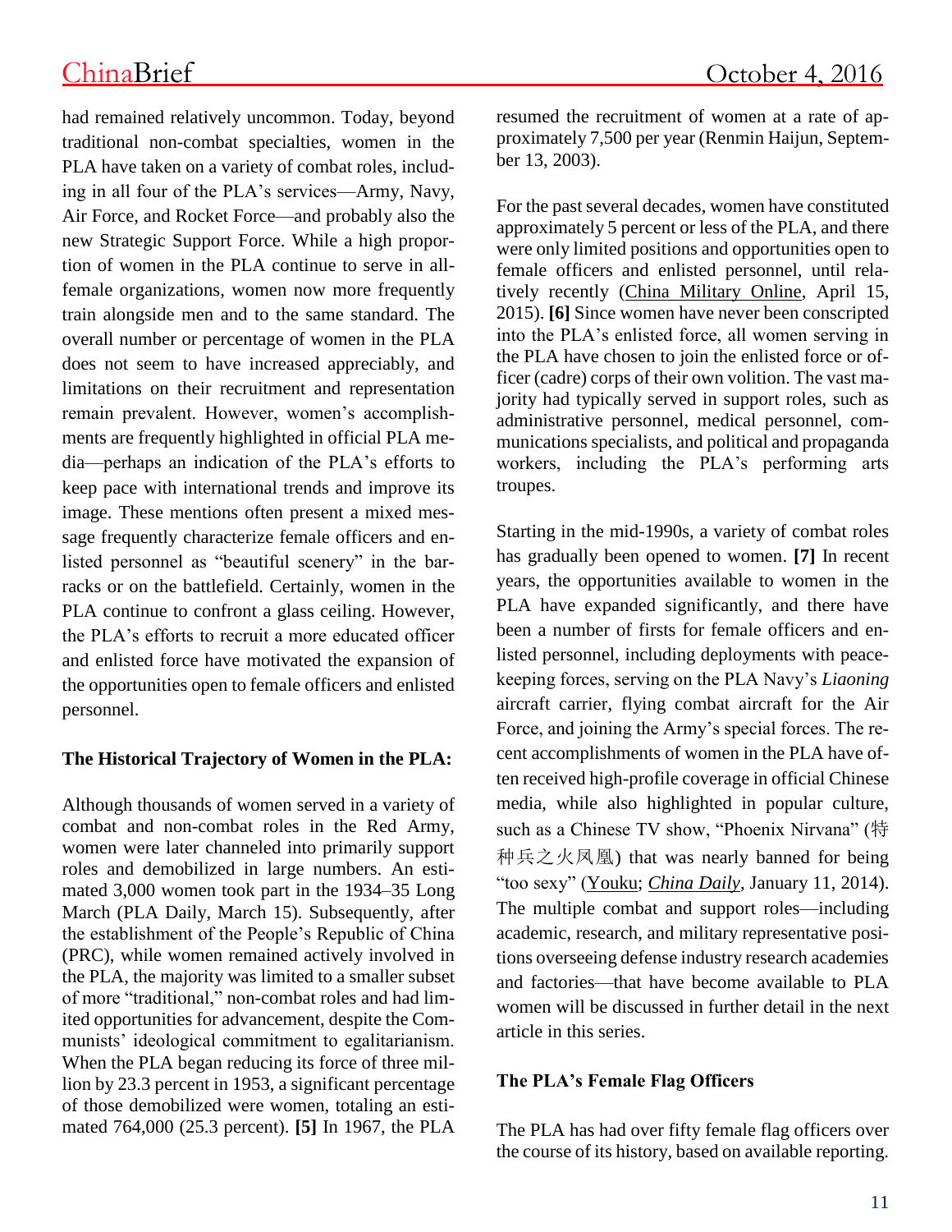had remained relatively uncommon. Today, beyond traditional non-combat specialties, women in the PLA have taken on a variety of combat roles, including in all four of the PLA's services—Army, Navy, Air Force, and Rocket Force—and probably also the new Strategic Support Force. While a high proportion of women in the PLA continue to serve in all-female organizations, women now more frequently train alongside men and to the same standard. The overall number or percentage of women in the PLA does not seem to have increased appreciably, and limitations on their recruitment and representation remain prevalent. However, women's accomplishments are frequently highlighted in official PLA media—perhaps an indication of the PLA's efforts to keep pace with international trends and improve its image. These mentions often present a mixed message frequently characterize female officers and enlisted personnel as "beautiful scenery" in the barracks or on the battlefield. Certainly, women in the PLA continue to confront a glass ceiling. However, the PLA's efforts to recruit a more educated officer and enlisted force have motivated the expansion of the opportunities open to female officers and enlisted personnel.

**The Historical Trajectory of Women in the PLA:**

Although thousands of women served in a variety of combat and non-combat roles in the Red Army, women were later channeled into primarily support roles and demobilized in large numbers. An estimated 3,000 women took part in the 1934–35 Long March (PLA Daily, March 15). Subsequently, after the establishment of the People's Republic of China (PRC), while women remained actively involved in the PLA, the majority was limited to a smaller subset of more "traditional," non-combat roles and had limited opportunities for advancement, despite the Communists' ideological commitment to egalitarianism. When the PLA began reducing its force of three million by 23.3 percent in 1953, a significant percentage of those demobilized were women, totaling an estimated 764,000 (25.3 percent). **[5]** In 1967, the PLA resumed the recruitment of women at a rate of approximately 7,500 per year (Renmin Haijun, September 13, 2003).

For the past several decades, women have constituted approximately 5 percent or less of the PLA, and there were only limited positions and opportunities open to female officers and enlisted personnel, until relatively recently (China Military Online, April 15, 2015). **[6]** Since women have never been conscripted into the PLA's enlisted force, all women serving in the PLA have chosen to join the enlisted force or officer (cadre) corps of their own volition. The vast majority had typically served in support roles, such as administrative personnel, medical personnel, communications specialists, and political and propaganda workers, including the PLA's performing arts troupes.

Starting in the mid-1990s, a variety of combat roles has gradually been opened to women. **[7]** In recent years, the opportunities available to women in the PLA have expanded significantly, and there have been a number of firsts for female officers and enlisted personnel, including deployments with peacekeeping forces, serving on the PLA Navy's *Liaoning* aircraft carrier, flying combat aircraft for the Air Force, and joining the Army's special forces. The recent accomplishments of women in the PLA have often received high-profile coverage in official Chinese media, while also highlighted in popular culture, such as a Chinese TV show, "Phoenix Nirvana" (特种兵之火凤凰) that was nearly banned for being "too sexy" (Youku; *China Daily*, January 11, 2014). The multiple combat and support roles—including academic, research, and military representative positions overseeing defense industry research academies and factories—that have become available to PLA women will be discussed in further detail in the next article in this series.

**The PLA's Female Flag Officers**

The PLA has had over fifty female flag officers over the course of its history, based on available reporting.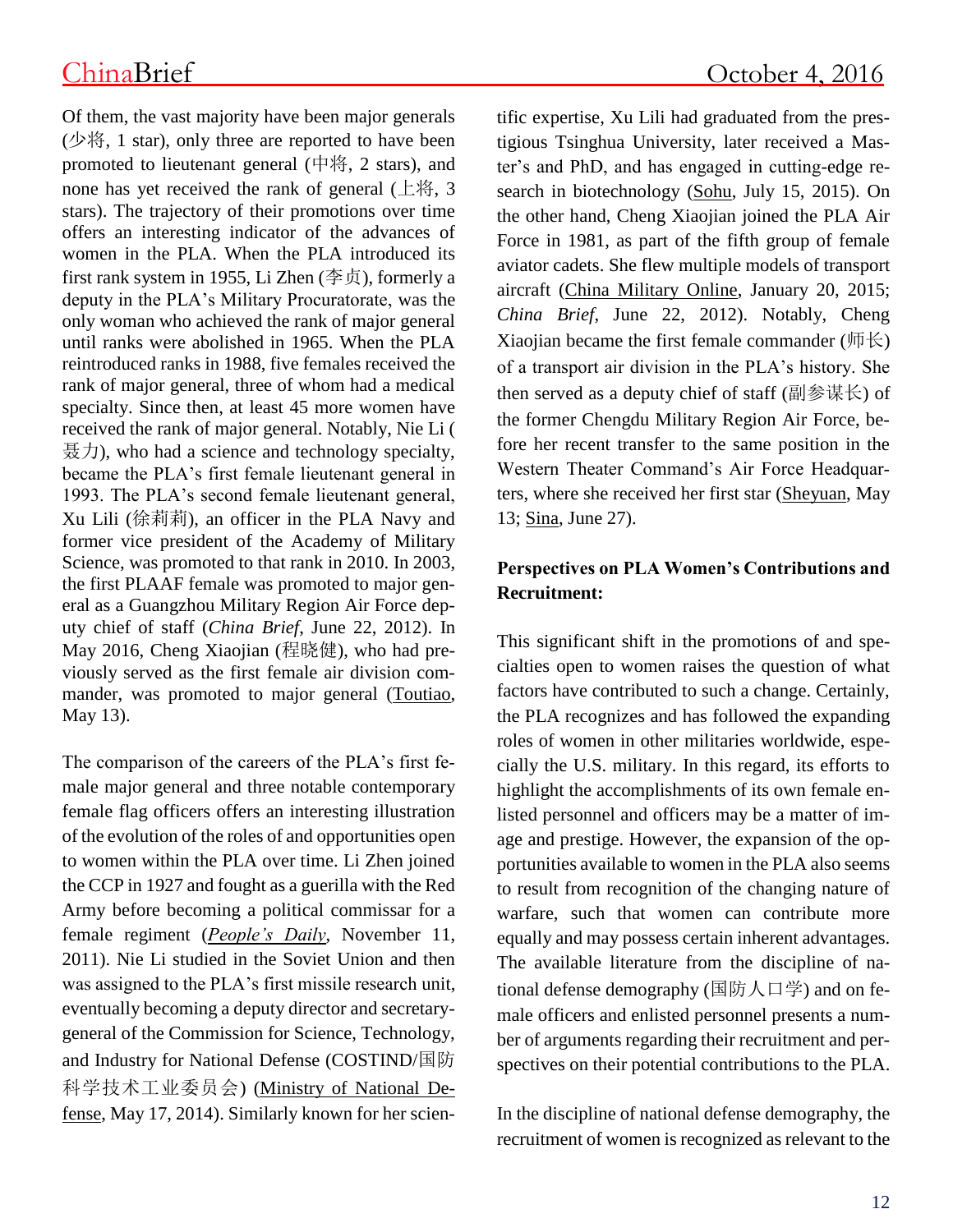Of them, the vast majority have been major generals (少将, 1 star), only three are reported to have been promoted to lieutenant general (中将, 2 stars), and none has yet received the rank of general (上将, 3 stars). The trajectory of their promotions over time offers an interesting indicator of the advances of women in the PLA. When the PLA introduced its first rank system in 1955, Li Zhen (李贞), formerly a deputy in the PLA's Military Procuratorate, was the only woman who achieved the rank of major general until ranks were abolished in 1965. When the PLA reintroduced ranks in 1988, five females received the rank of major general, three of whom had a medical specialty. Since then, at least 45 more women have received the rank of major general. Notably, Nie Li (聂力), who had a science and technology specialty, became the PLA's first female lieutenant general in 1993. The PLA's second female lieutenant general, Xu Lili (徐莉莉), an officer in the PLA Navy and former vice president of the Academy of Military Science, was promoted to that rank in 2010. In 2003, the first PLAAF female was promoted to major general as a Guangzhou Military Region Air Force deputy chief of staff (*China Brief*, June 22, 2012). In May 2016, Cheng Xiaojian (程晓健), who had previously served as the first female air division commander, was promoted to major general (Toutiao, May 13).

The comparison of the careers of the PLA's first female major general and three notable contemporary female flag officers offers an interesting illustration of the evolution of the roles of and opportunities open to women within the PLA over time. Li Zhen joined the CCP in 1927 and fought as a guerilla with the Red Army before becoming a political commissar for a female regiment (*People's Daily*, November 11, 2011). Nie Li studied in the Soviet Union and then was assigned to the PLA's first missile research unit, eventually becoming a deputy director and secretary-general of the Commission for Science, Technology, and Industry for National Defense (COSTIND/国防科学技术工业委员会) (Ministry of National Defense, May 17, 2014). Similarly known for her scientific expertise, Xu Lili had graduated from the prestigious Tsinghua University, later received a Master's and PhD, and has engaged in cutting-edge research in biotechnology (Sohu, July 15, 2015). On the other hand, Cheng Xiaojian joined the PLA Air Force in 1981, as part of the fifth group of female aviator cadets. She flew multiple models of transport aircraft (China Military Online, January 20, 2015; *China Brief*, June 22, 2012). Notably, Cheng Xiaojian became the first female commander (师长) of a transport air division in the PLA's history. She then served as a deputy chief of staff (副参谋长) of the former Chengdu Military Region Air Force, before her recent transfer to the same position in the Western Theater Command's Air Force Headquarters, where she received her first star (Sheyuan, May 13; Sina, June 27).

**Perspectives on PLA Women's Contributions and Recruitment:**

This significant shift in the promotions of and specialties open to women raises the question of what factors have contributed to such a change. Certainly, the PLA recognizes and has followed the expanding roles of women in other militaries worldwide, especially the U.S. military. In this regard, its efforts to highlight the accomplishments of its own female enlisted personnel and officers may be a matter of image and prestige. However, the expansion of the opportunities available to women in the PLA also seems to result from recognition of the changing nature of warfare, such that women can contribute more equally and may possess certain inherent advantages. The available literature from the discipline of national defense demography (国防人口学) and on female officers and enlisted personnel presents a number of arguments regarding their recruitment and perspectives on their potential contributions to the PLA.

In the discipline of national defense demography, the recruitment of women is recognized as relevant to the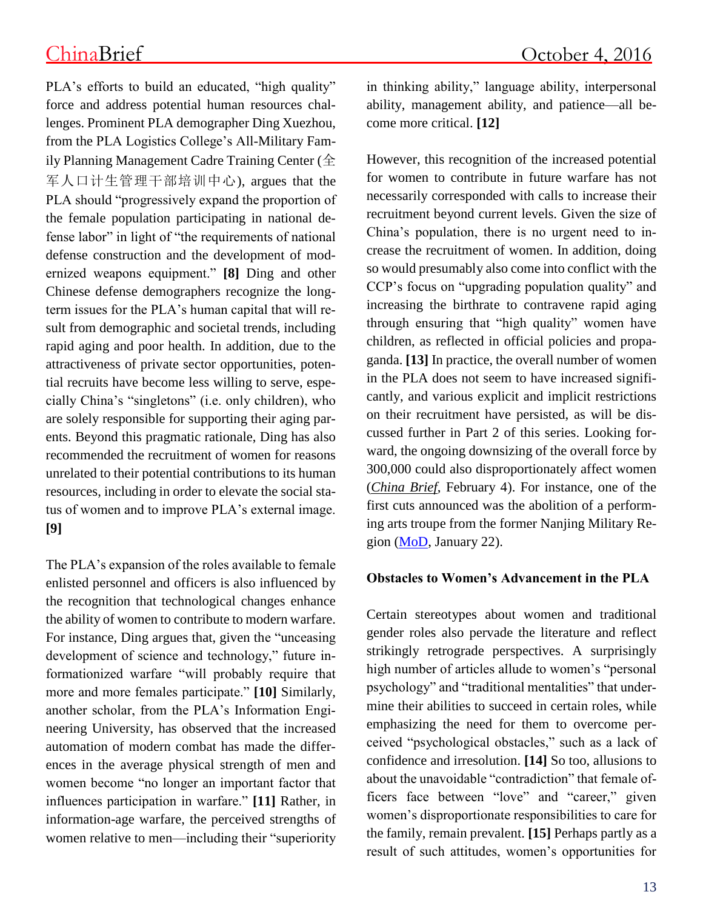PLA's efforts to build an educated, "high quality" force and address potential human resources challenges. Prominent PLA demographer Ding Xuezhou, from the PLA Logistics College's All-Military Family Planning Management Cadre Training Center (全军人口计生管理干部培训中心), argues that the PLA should "progressively expand the proportion of the female population participating in national defense labor" in light of "the requirements of national defense construction and the development of modernized weapons equipment." **[8]** Ding and other Chinese defense demographers recognize the long-term issues for the PLA's human capital that will result from demographic and societal trends, including rapid aging and poor health. In addition, due to the attractiveness of private sector opportunities, potential recruits have become less willing to serve, especially China's "singletons" (i.e. only children), who are solely responsible for supporting their aging parents. Beyond this pragmatic rationale, Ding has also recommended the recruitment of women for reasons unrelated to their potential contributions to its human resources, including in order to elevate the social status of women and to improve PLA's external image. **[9]**

The PLA's expansion of the roles available to female enlisted personnel and officers is also influenced by the recognition that technological changes enhance the ability of women to contribute to modern warfare. For instance, Ding argues that, given the "unceasing development of science and technology," future informationized warfare "will probably require that more and more females participate." **[10]** Similarly, another scholar, from the PLA's Information Engineering University, has observed that the increased automation of modern combat has made the differences in the average physical strength of men and women become "no longer an important factor that influences participation in warfare." **[11]** Rather, in information-age warfare, the perceived strengths of women relative to men—including their "superiority in thinking ability," language ability, interpersonal ability, management ability, and patience—all become more critical. **[12]**

However, this recognition of the increased potential for women to contribute in future warfare has not necessarily corresponded with calls to increase their recruitment beyond current levels. Given the size of China's population, there is no urgent need to increase the recruitment of women. In addition, doing so would presumably also come into conflict with the CCP's focus on "upgrading population quality" and increasing the birthrate to contravene rapid aging through ensuring that "high quality" women have children, as reflected in official policies and propaganda. **[13]** In practice, the overall number of women in the PLA does not seem to have increased significantly, and various explicit and implicit restrictions on their recruitment have persisted, as will be discussed further in Part 2 of this series. Looking forward, the ongoing downsizing of the overall force by 300,000 could also disproportionately affect women (*China Brief*, February 4). For instance, one of the first cuts announced was the abolition of a performing arts troupe from the former Nanjing Military Region (MoD, January 22).

### Obstacles to Women's Advancement in the PLA

Certain stereotypes about women and traditional gender roles also pervade the literature and reflect strikingly retrograde perspectives. A surprisingly high number of articles allude to women's "personal psychology" and "traditional mentalities" that undermine their abilities to succeed in certain roles, while emphasizing the need for them to overcome perceived "psychological obstacles," such as a lack of confidence and irresolution. **[14]** So too, allusions to about the unavoidable "contradiction" that female officers face between "love" and "career," given women's disproportionate responsibilities to care for the family, remain prevalent. **[15]** Perhaps partly as a result of such attitudes, women's opportunities for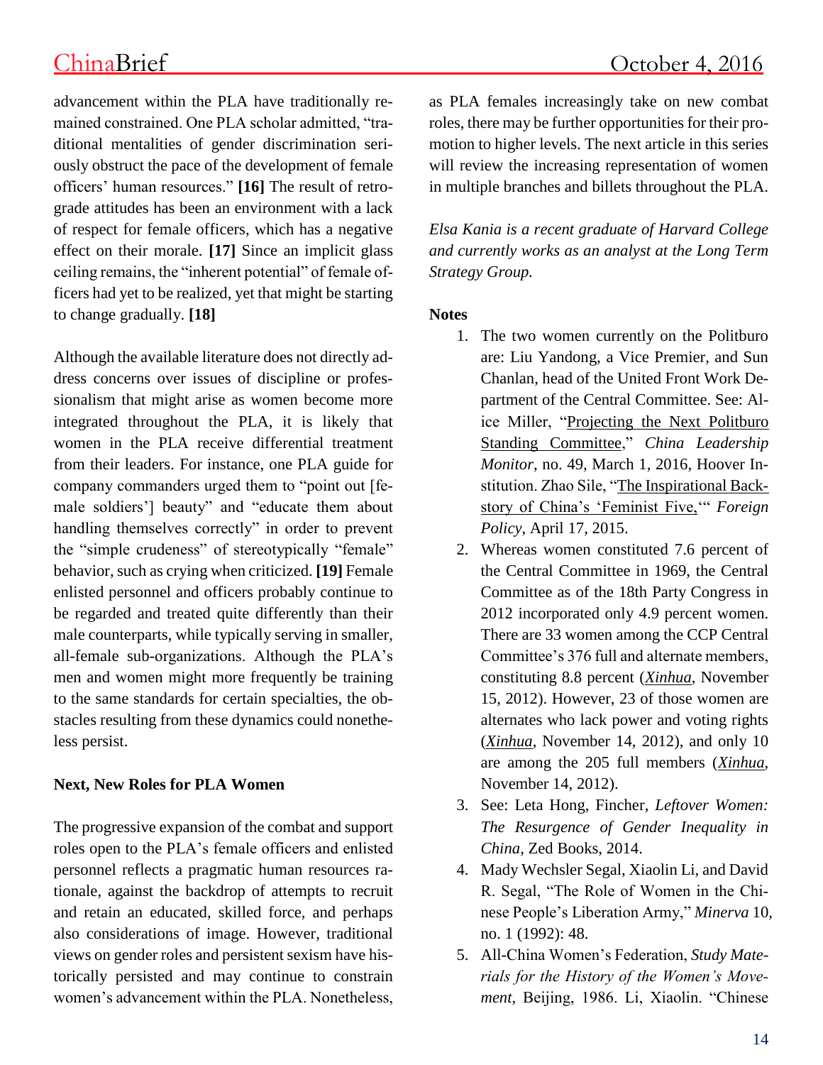advancement within the PLA have traditionally remained constrained. One PLA scholar admitted, "traditional mentalities of gender discrimination seriously obstruct the pace of the development of female officers' human resources." **[16]** The result of retrograde attitudes has been an environment with a lack of respect for female officers, which has a negative effect on their morale. **[17]** Since an implicit glass ceiling remains, the "inherent potential" of female officers had yet to be realized, yet that might be starting to change gradually. **[18]**

Although the available literature does not directly address concerns over issues of discipline or professionalism that might arise as women become more integrated throughout the PLA, it is likely that women in the PLA receive differential treatment from their leaders. For instance, one PLA guide for company commanders urged them to "point out [female soldiers'] beauty" and "educate them about handling themselves correctly" in order to prevent the "simple crudeness" of stereotypically "female" behavior, such as crying when criticized. **[19]** Female enlisted personnel and officers probably continue to be regarded and treated quite differently than their male counterparts, while typically serving in smaller, all-female sub-organizations. Although the PLA's men and women might more frequently be training to the same standards for certain specialties, the obstacles resulting from these dynamics could nonetheless persist.

**Next, New Roles for PLA Women**

The progressive expansion of the combat and support roles open to the PLA's female officers and enlisted personnel reflects a pragmatic human resources rationale, against the backdrop of attempts to recruit and retain an educated, skilled force, and perhaps also considerations of image. However, traditional views on gender roles and persistent sexism have historically persisted and may continue to constrain women's advancement within the PLA. Nonetheless, as PLA females increasingly take on new combat roles, there may be further opportunities for their promotion to higher levels. The next article in this series will review the increasing representation of women in multiple branches and billets throughout the PLA.

*Elsa Kania is a recent graduate of Harvard College and currently works as an analyst at the Long Term Strategy Group.*

**Notes**

1. The two women currently on the Politburo are: Liu Yandong, a Vice Premier, and Sun Chanlan, head of the United Front Work Department of the Central Committee. See: Alice Miller, "Projecting the Next Politburo Standing Committee," *China Leadership Monitor*, no. 49, March 1, 2016, Hoover Institution. Zhao Sile, "The Inspirational Backstory of China's 'Feminist Five,'" *Foreign Policy*, April 17, 2015.
2. Whereas women constituted 7.6 percent of the Central Committee in 1969, the Central Committee as of the 18th Party Congress in 2012 incorporated only 4.9 percent women. There are 33 women among the CCP Central Committee's 376 full and alternate members, constituting 8.8 percent (*Xinhua*, November 15, 2012). However, 23 of those women are alternates who lack power and voting rights (*Xinhua*, November 14, 2012), and only 10 are among the 205 full members (*Xinhua*, November 14, 2012).
3. See: Leta Hong, Fincher, *Leftover Women: The Resurgence of Gender Inequality in China*, Zed Books, 2014.
4. Mady Wechsler Segal, Xiaolin Li, and David R. Segal, "The Role of Women in the Chinese People's Liberation Army," *Minerva* 10, no. 1 (1992): 48.
5. All-China Women's Federation, *Study Materials for the History of the Women's Movement*, Beijing, 1986. Li, Xiaolin. "Chinese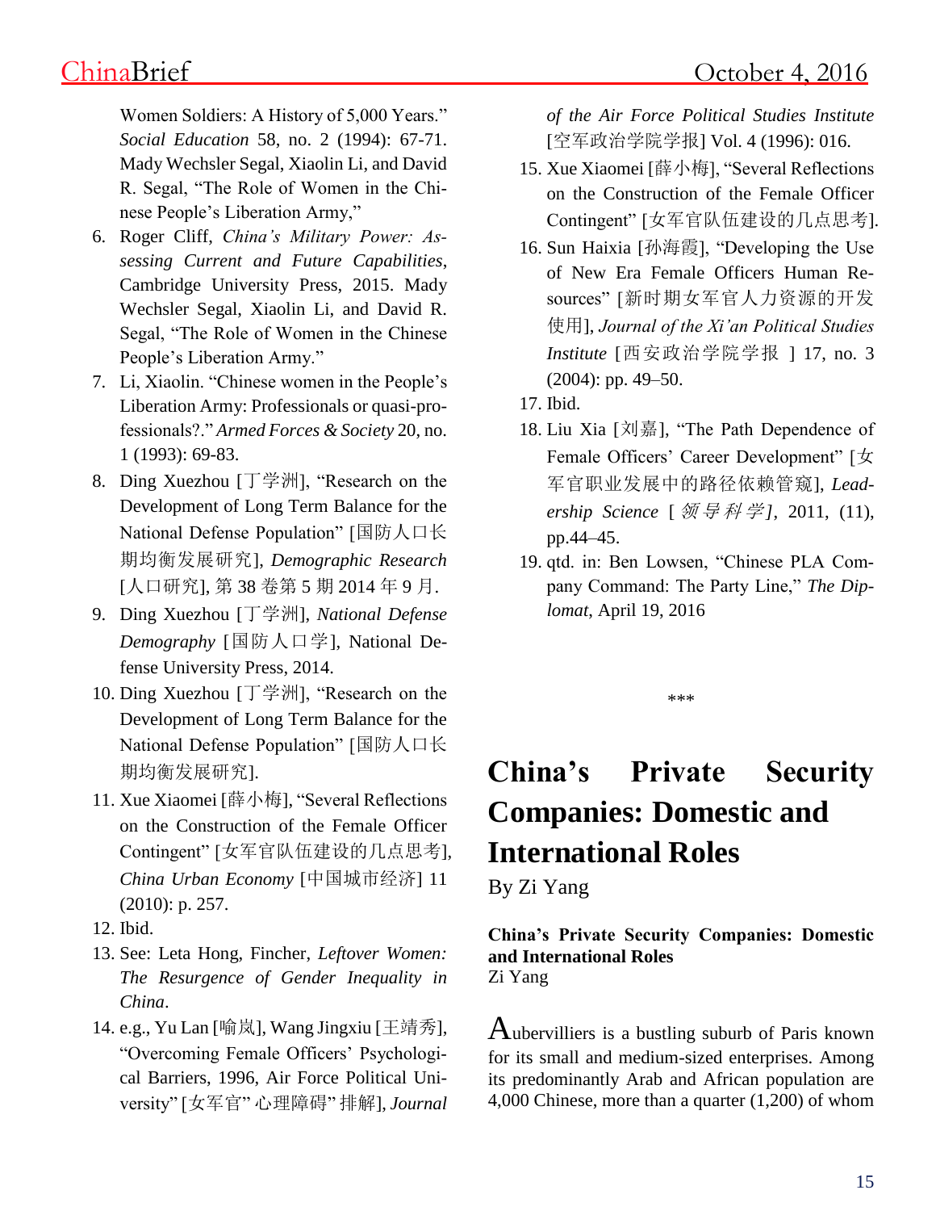Women Soldiers: A History of 5,000 Years." *Social Education* 58, no. 2 (1994): 67-71. Mady Wechsler Segal, Xiaolin Li, and David R. Segal, "The Role of Women in the Chinese People's Liberation Army,"

6. Roger Cliff, *China's Military Power: Assessing Current and Future Capabilities*, Cambridge University Press, 2015. Mady Wechsler Segal, Xiaolin Li, and David R. Segal, "The Role of Women in the Chinese People's Liberation Army."
7. Li, Xiaolin. "Chinese women in the People's Liberation Army: Professionals or quasi-professionals?." *Armed Forces & Society* 20, no. 1 (1993): 69-83.
8. Ding Xuezhou [丁学洲], "Research on the Development of Long Term Balance for the National Defense Population" [国防人口长期均衡发展研究], *Demographic Research* [人口研究], 第 38 卷第 5 期 2014 年 9 月.
9. Ding Xuezhou [丁学洲], *National Defense Demography* [国防人口学], National Defense University Press, 2014.
10. Ding Xuezhou [丁学洲], "Research on the Development of Long Term Balance for the National Defense Population" [国防人口长期均衡发展研究].
11. Xue Xiaomei [薛小梅], "Several Reflections on the Construction of the Female Officer Contingent" [女军官队伍建设的几点思考], *China Urban Economy* [中国城市经济] 11 (2010): p. 257.
12. Ibid.
13. See: Leta Hong, Fincher, *Leftover Women: The Resurgence of Gender Inequality in China*.
14. e.g., Yu Lan [喻岚], Wang Jingxiu [王靖秀], "Overcoming Female Officers' Psychological Barriers, 1996, Air Force Political University" [女军官" 心理障碍" 排解], *Journal of the Air Force Political Studies Institute* [空军政治学院学报] Vol. 4 (1996): 016.
15. Xue Xiaomei [薛小梅], "Several Reflections on the Construction of the Female Officer Contingent" [女军官队伍建设的几点思考].
16. Sun Haixia [孙海霞], "Developing the Use of New Era Female Officers Human Resources" [新时期女军官人力资源的开发使用], *Journal of the Xi'an Political Studies Institute* [西安政治学院学报 ] 17, no. 3 (2004): pp. 49–50.
17. Ibid.
18. Liu Xia [刘嘉], "The Path Dependence of Female Officers' Career Development" [女军官职业发展中的路径依赖管窥], *Leadership Science* [*领导科学*], 2011, (11), pp.44–45.
19. qtd. in: Ben Lowsen, "Chinese PLA Company Command: The Party Line," *The Diplomat*, April 19, 2016

\*\*\*

# China's Private Security Companies: Domestic and International Roles

By Zi Yang

**China's Private Security Companies: Domestic and International Roles**
Zi Yang

Aubervilliers is a bustling suburb of Paris known for its small and medium-sized enterprises. Among its predominantly Arab and African population are 4,000 Chinese, more than a quarter (1,200) of whom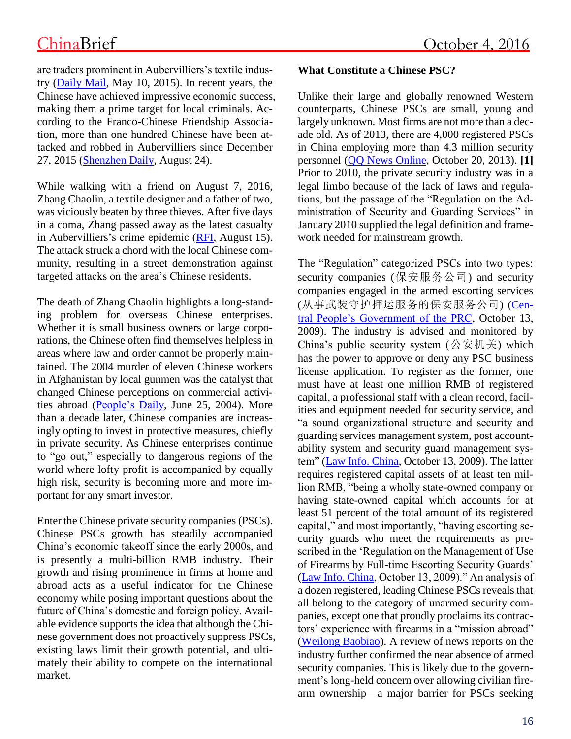are traders prominent in Aubervilliers's textile industry (Daily Mail, May 10, 2015). In recent years, the Chinese have achieved impressive economic success, making them a prime target for local criminals. According to the Franco-Chinese Friendship Association, more than one hundred Chinese have been attacked and robbed in Aubervilliers since December 27, 2015 (Shenzhen Daily, August 24).

While walking with a friend on August 7, 2016, Zhang Chaolin, a textile designer and a father of two, was viciously beaten by three thieves. After five days in a coma, Zhang passed away as the latest casualty in Aubervilliers's crime epidemic (RFI, August 15). The attack struck a chord with the local Chinese community, resulting in a street demonstration against targeted attacks on the area's Chinese residents.

The death of Zhang Chaolin highlights a long-standing problem for overseas Chinese enterprises. Whether it is small business owners or large corporations, the Chinese often find themselves helpless in areas where law and order cannot be properly maintained. The 2004 murder of eleven Chinese workers in Afghanistan by local gunmen was the catalyst that changed Chinese perceptions on commercial activities abroad (People's Daily, June 25, 2004). More than a decade later, Chinese companies are increasingly opting to invest in protective measures, chiefly in private security. As Chinese enterprises continue to "go out," especially to dangerous regions of the world where lofty profit is accompanied by equally high risk, security is becoming more and more important for any smart investor.

Enter the Chinese private security companies (PSCs). Chinese PSCs growth has steadily accompanied China's economic takeoff since the early 2000s, and is presently a multi-billion RMB industry. Their growth and rising prominence in firms at home and abroad acts as a useful indicator for the Chinese economy while posing important questions about the future of China's domestic and foreign policy. Available evidence supports the idea that although the Chinese government does not proactively suppress PSCs, existing laws limit their growth potential, and ultimately their ability to compete on the international market.

**What Constitute a Chinese PSC?**

Unlike their large and globally renowned Western counterparts, Chinese PSCs are small, young and largely unknown. Most firms are not more than a decade old. As of 2013, there are 4,000 registered PSCs in China employing more than 4.3 million security personnel (QQ News Online, October 20, 2013). **[1]** Prior to 2010, the private security industry was in a legal limbo because of the lack of laws and regulations, but the passage of the "Regulation on the Administration of Security and Guarding Services" in January 2010 supplied the legal definition and framework needed for mainstream growth.

The "Regulation" categorized PSCs into two types: security companies (保安服务公司) and security companies engaged in the armed escorting services (从事武装守护押运服务的保安服务公司) (Central People's Government of the PRC, October 13, 2009). The industry is advised and monitored by China's public security system (公安机关) which has the power to approve or deny any PSC business license application. To register as the former, one must have at least one million RMB of registered capital, a professional staff with a clean record, facilities and equipment needed for security service, and "a sound organizational structure and security and guarding services management system, post accountability system and security guard management system" (Law Info. China, October 13, 2009). The latter requires registered capital assets of at least ten million RMB, "being a wholly state-owned company or having state-owned capital which accounts for at least 51 percent of the total amount of its registered capital," and most importantly, "having escorting security guards who meet the requirements as prescribed in the 'Regulation on the Management of Use of Firearms by Full-time Escorting Security Guards' (Law Info. China, October 13, 2009)." An analysis of a dozen registered, leading Chinese PSCs reveals that all belong to the category of unarmed security companies, except one that proudly proclaims its contractors' experience with firearms in a "mission abroad" (Weilong Baobiao). A review of news reports on the industry further confirmed the near absence of armed security companies. This is likely due to the government's long-held concern over allowing civilian firearm ownership—a major barrier for PSCs seeking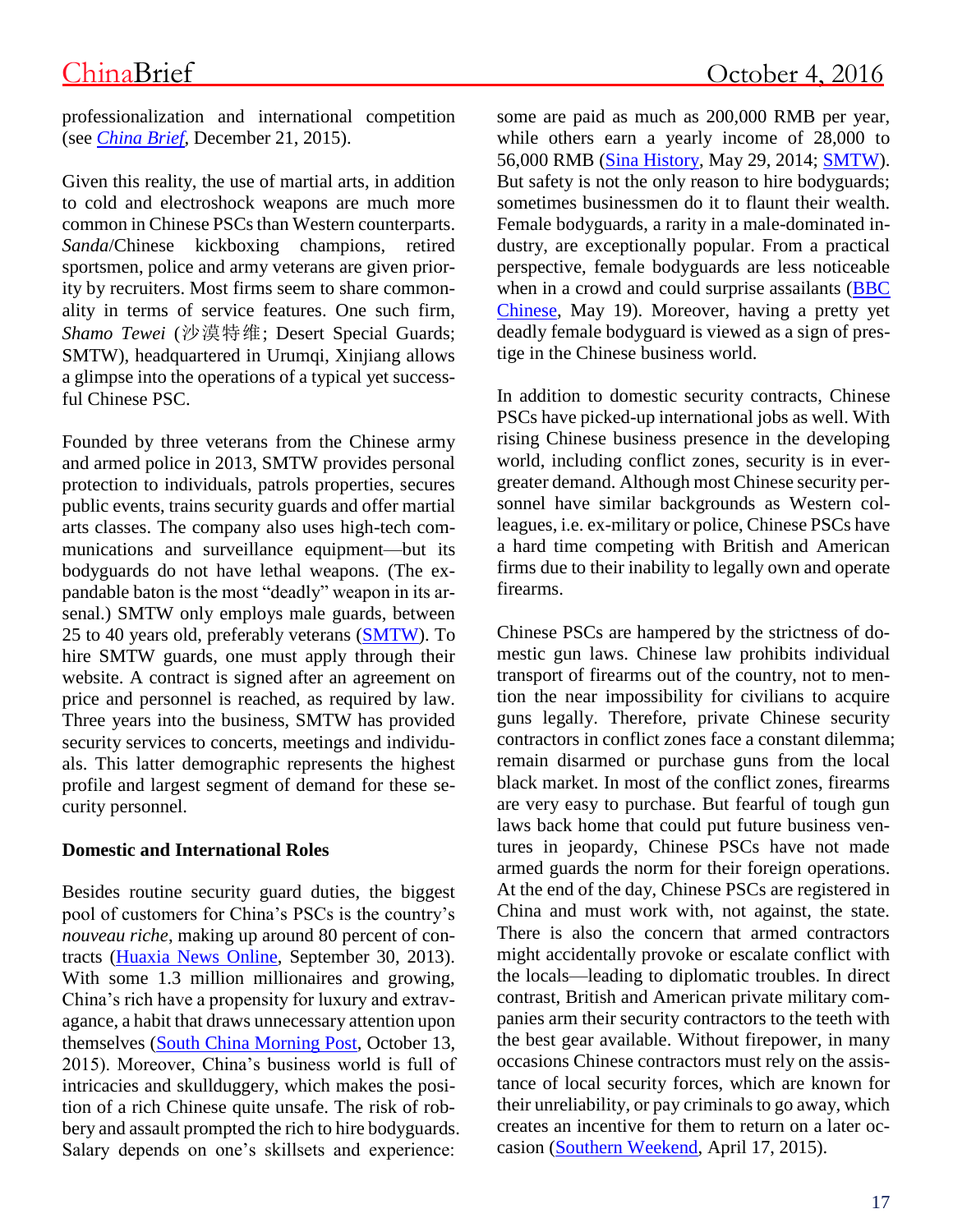professionalization and international competition (see *China Brief*, December 21, 2015).

Given this reality, the use of martial arts, in addition to cold and electroshock weapons are much more common in Chinese PSCs than Western counterparts. *Sanda*/Chinese kickboxing champions, retired sportsmen, police and army veterans are given priority by recruiters. Most firms seem to share commonality in terms of service features. One such firm, *Shamo Tewei* (沙漠特维; Desert Special Guards; SMTW), headquartered in Urumqi, Xinjiang allows a glimpse into the operations of a typical yet successful Chinese PSC.

Founded by three veterans from the Chinese army and armed police in 2013, SMTW provides personal protection to individuals, patrols properties, secures public events, trains security guards and offer martial arts classes. The company also uses high-tech communications and surveillance equipment—but its bodyguards do not have lethal weapons. (The expandable baton is the most "deadly" weapon in its arsenal.) SMTW only employs male guards, between 25 to 40 years old, preferably veterans (SMTW). To hire SMTW guards, one must apply through their website. A contract is signed after an agreement on price and personnel is reached, as required by law. Three years into the business, SMTW has provided security services to concerts, meetings and individuals. This latter demographic represents the highest profile and largest segment of demand for these security personnel.

**Domestic and International Roles**

Besides routine security guard duties, the biggest pool of customers for China's PSCs is the country's *nouveau riche*, making up around 80 percent of contracts (Huaxia News Online, September 30, 2013). With some 1.3 million millionaires and growing, China's rich have a propensity for luxury and extravagance, a habit that draws unnecessary attention upon themselves (South China Morning Post, October 13, 2015). Moreover, China's business world is full of intricacies and skullduggery, which makes the position of a rich Chinese quite unsafe. The risk of robbery and assault prompted the rich to hire bodyguards. Salary depends on one's skillsets and experience: some are paid as much as 200,000 RMB per year, while others earn a yearly income of 28,000 to 56,000 RMB (Sina History, May 29, 2014; SMTW). But safety is not the only reason to hire bodyguards; sometimes businessmen do it to flaunt their wealth. Female bodyguards, a rarity in a male-dominated industry, are exceptionally popular. From a practical perspective, female bodyguards are less noticeable when in a crowd and could surprise assailants (BBC Chinese, May 19). Moreover, having a pretty yet deadly female bodyguard is viewed as a sign of prestige in the Chinese business world.

In addition to domestic security contracts, Chinese PSCs have picked-up international jobs as well. With rising Chinese business presence in the developing world, including conflict zones, security is in ever-greater demand. Although most Chinese security personnel have similar backgrounds as Western colleagues, i.e. ex-military or police, Chinese PSCs have a hard time competing with British and American firms due to their inability to legally own and operate firearms.

Chinese PSCs are hampered by the strictness of domestic gun laws. Chinese law prohibits individual transport of firearms out of the country, not to mention the near impossibility for civilians to acquire guns legally. Therefore, private Chinese security contractors in conflict zones face a constant dilemma; remain disarmed or purchase guns from the local black market. In most of the conflict zones, firearms are very easy to purchase. But fearful of tough gun laws back home that could put future business ventures in jeopardy, Chinese PSCs have not made armed guards the norm for their foreign operations. At the end of the day, Chinese PSCs are registered in China and must work with, not against, the state. There is also the concern that armed contractors might accidentally provoke or escalate conflict with the locals—leading to diplomatic troubles. In direct contrast, British and American private military companies arm their security contractors to the teeth with the best gear available. Without firepower, in many occasions Chinese contractors must rely on the assistance of local security forces, which are known for their unreliability, or pay criminals to go away, which creates an incentive for them to return on a later occasion (Southern Weekend, April 17, 2015).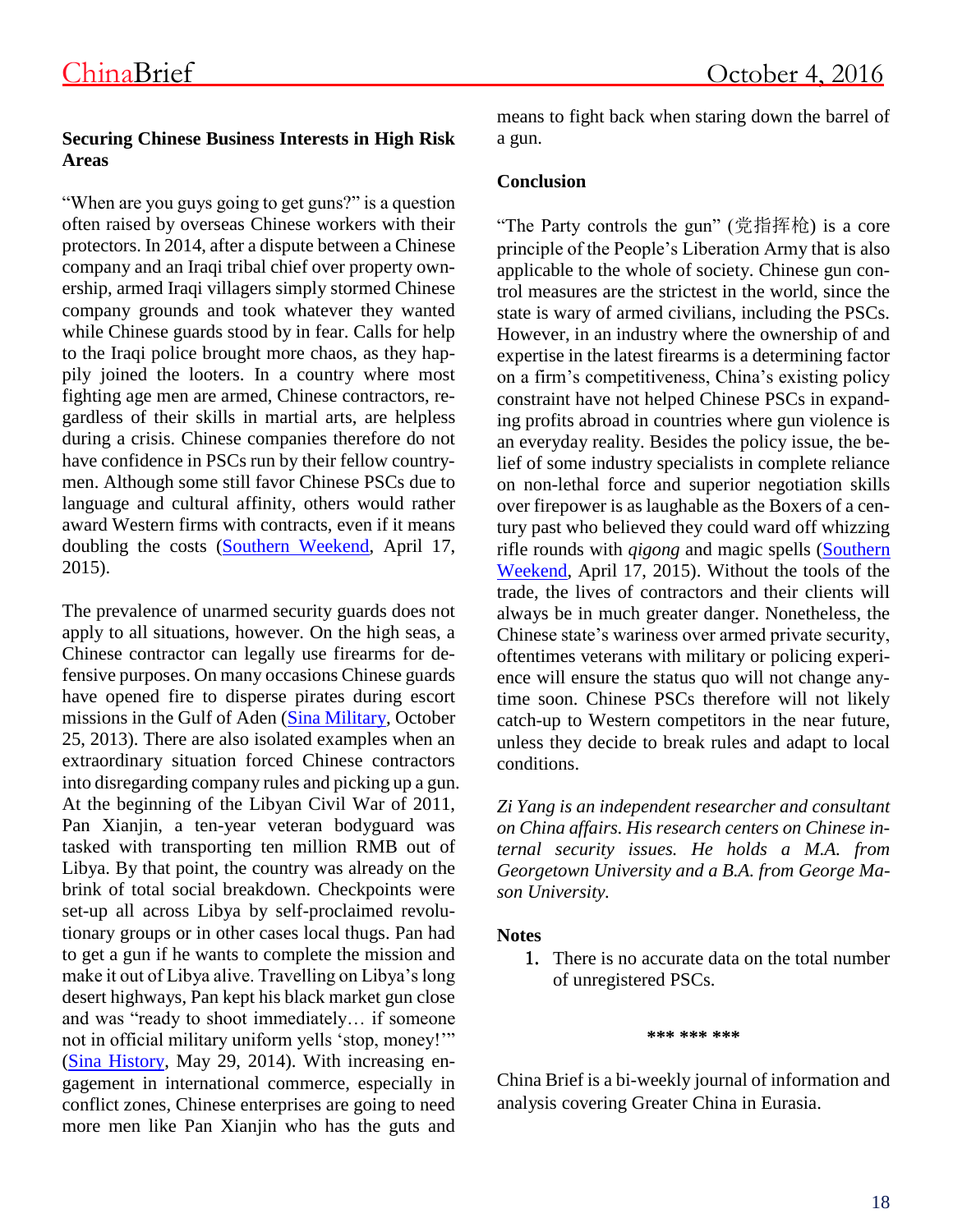### Securing Chinese Business Interests in High Risk Areas

"When are you guys going to get guns?" is a question often raised by overseas Chinese workers with their protectors. In 2014, after a dispute between a Chinese company and an Iraqi tribal chief over property ownership, armed Iraqi villagers simply stormed Chinese company grounds and took whatever they wanted while Chinese guards stood by in fear. Calls for help to the Iraqi police brought more chaos, as they happily joined the looters. In a country where most fighting age men are armed, Chinese contractors, regardless of their skills in martial arts, are helpless during a crisis. Chinese companies therefore do not have confidence in PSCs run by their fellow countrymen. Although some still favor Chinese PSCs due to language and cultural affinity, others would rather award Western firms with contracts, even if it means doubling the costs (Southern Weekend, April 17, 2015).

The prevalence of unarmed security guards does not apply to all situations, however. On the high seas, a Chinese contractor can legally use firearms for defensive purposes. On many occasions Chinese guards have opened fire to disperse pirates during escort missions in the Gulf of Aden (Sina Military, October 25, 2013). There are also isolated examples when an extraordinary situation forced Chinese contractors into disregarding company rules and picking up a gun. At the beginning of the Libyan Civil War of 2011, Pan Xianjin, a ten-year veteran bodyguard was tasked with transporting ten million RMB out of Libya. By that point, the country was already on the brink of total social breakdown. Checkpoints were set-up all across Libya by self-proclaimed revolutionary groups or in other cases local thugs. Pan had to get a gun if he wants to complete the mission and make it out of Libya alive. Travelling on Libya's long desert highways, Pan kept his black market gun close and was "ready to shoot immediately… if someone not in official military uniform yells 'stop, money!'" (Sina History, May 29, 2014). With increasing engagement in international commerce, especially in conflict zones, Chinese enterprises are going to need more men like Pan Xianjin who has the guts and means to fight back when staring down the barrel of a gun.

### Conclusion

"The Party controls the gun" (党指挥枪) is a core principle of the People's Liberation Army that is also applicable to the whole of society. Chinese gun control measures are the strictest in the world, since the state is wary of armed civilians, including the PSCs. However, in an industry where the ownership of and expertise in the latest firearms is a determining factor on a firm's competitiveness, China's existing policy constraint have not helped Chinese PSCs in expanding profits abroad in countries where gun violence is an everyday reality. Besides the policy issue, the belief of some industry specialists in complete reliance on non-lethal force and superior negotiation skills over firepower is as laughable as the Boxers of a century past who believed they could ward off whizzing rifle rounds with *qigong* and magic spells (Southern Weekend, April 17, 2015). Without the tools of the trade, the lives of contractors and their clients will always be in much greater danger. Nonetheless, the Chinese state's wariness over armed private security, oftentimes veterans with military or policing experience will ensure the status quo will not change anytime soon. Chinese PSCs therefore will not likely catch-up to Western competitors in the near future, unless they decide to break rules and adapt to local conditions.

*Zi Yang is an independent researcher and consultant on China affairs. His research centers on Chinese internal security issues. He holds a M.A. from Georgetown University and a B.A. from George Mason University.*

**Notes**

1. There is no accurate data on the total number of unregistered PSCs.

\*\*\* \*\*\* \*\*\*

China Brief is a bi-weekly journal of information and analysis covering Greater China in Eurasia.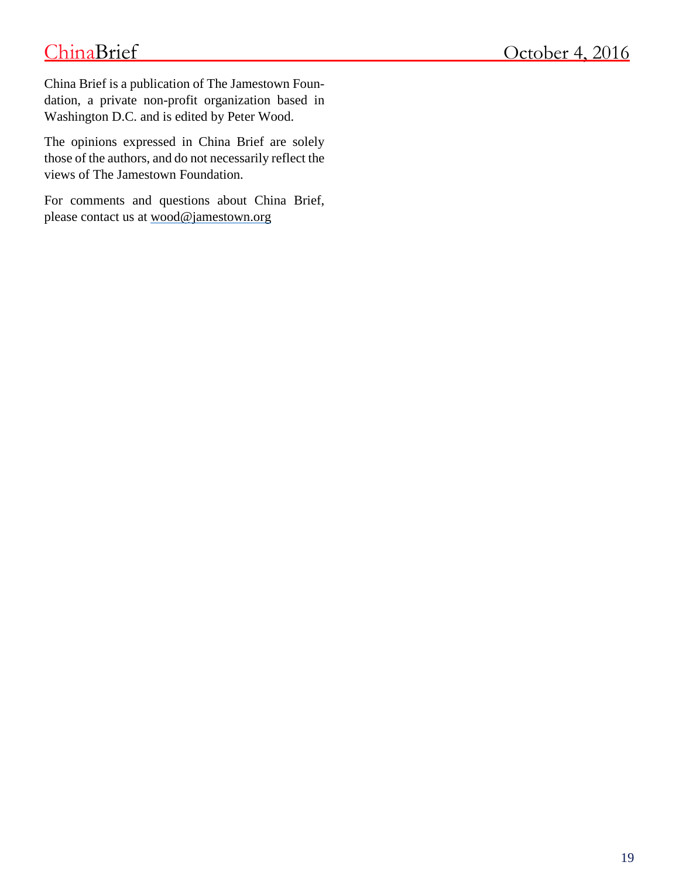China Brief is a publication of The Jamestown Foundation, a private non-profit organization based in Washington D.C. and is edited by Peter Wood.

The opinions expressed in China Brief are solely those of the authors, and do not necessarily reflect the views of The Jamestown Foundation.

For comments and questions about China Brief, please contact us at wood@jamestown.org